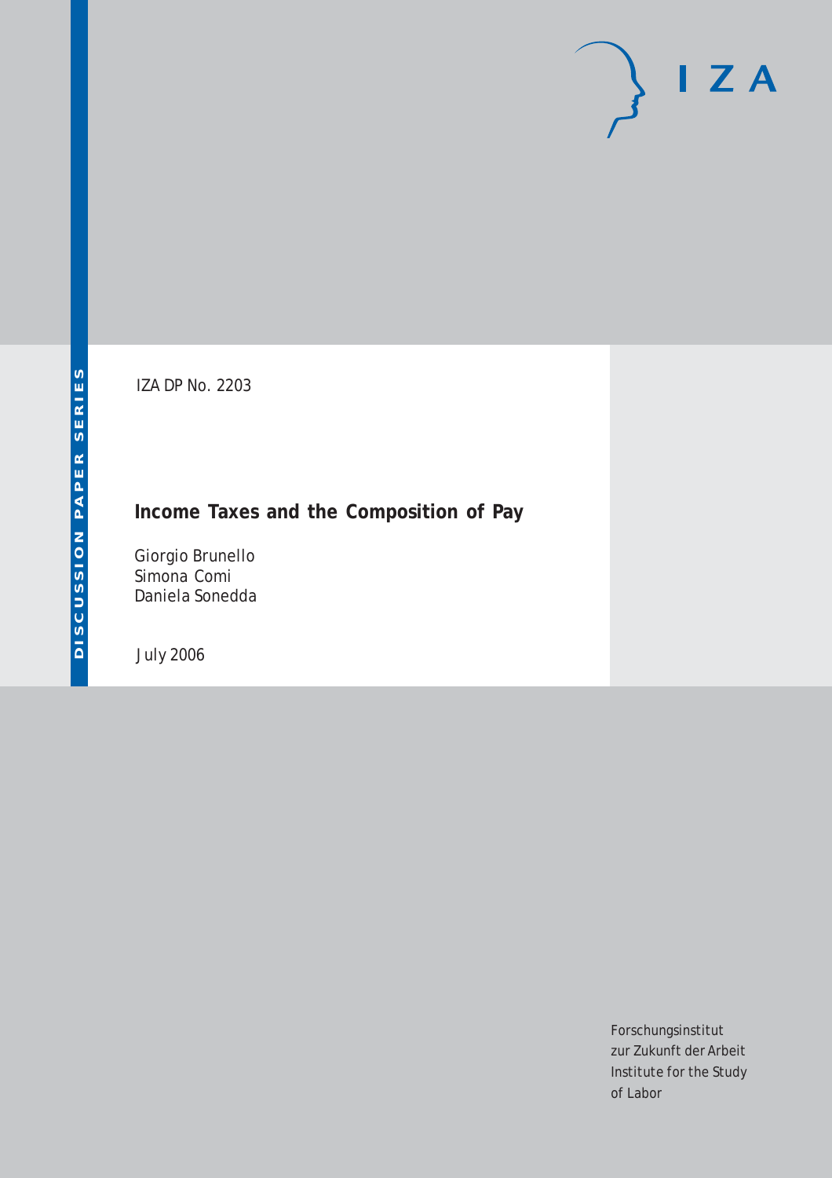DISCUSSION PAPER SERIES

IZA

IZA DP No. 2203

# Income Taxes and the Composition of Pay

Giorgio Brunello
Simona Comi
Daniela Sonedda

July 2006

Forschungsinstitut
zur Zukunft der Arbeit
Institute for the Study
of Labor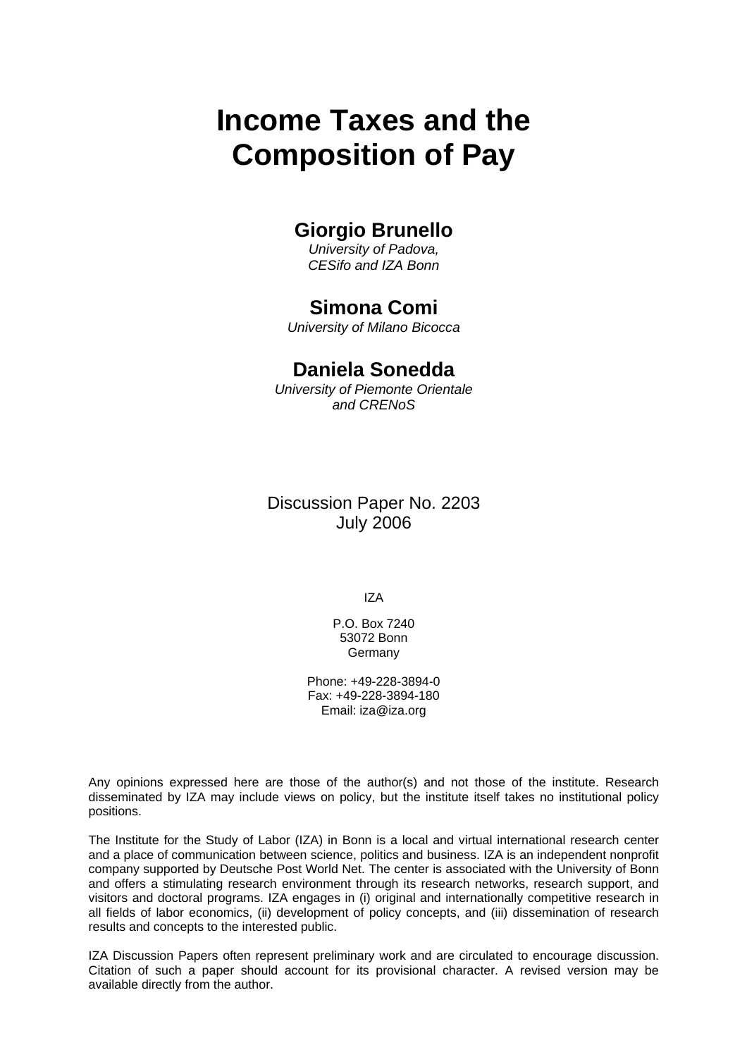# Income Taxes and the Composition of Pay

## Giorgio Brunello

*University of Padova, CESifo and IZA Bonn*

## Simona Comi

*University of Milano Bicocca*

## Daniela Sonedda

*University of Piemonte Orientale and CRENoS*

Discussion Paper No. 2203
July 2006

IZA

P.O. Box 7240
53072 Bonn
Germany

Phone: +49-228-3894-0
Fax: +49-228-3894-180
Email: iza@iza.org

Any opinions expressed here are those of the author(s) and not those of the institute. Research disseminated by IZA may include views on policy, but the institute itself takes no institutional policy positions.

The Institute for the Study of Labor (IZA) in Bonn is a local and virtual international research center and a place of communication between science, politics and business. IZA is an independent nonprofit company supported by Deutsche Post World Net. The center is associated with the University of Bonn and offers a stimulating research environment through its research networks, research support, and visitors and doctoral programs. IZA engages in (i) original and internationally competitive research in all fields of labor economics, (ii) development of policy concepts, and (iii) dissemination of research results and concepts to the interested public.

IZA Discussion Papers often represent preliminary work and are circulated to encourage discussion. Citation of such a paper should account for its provisional character. A revised version may be available directly from the author.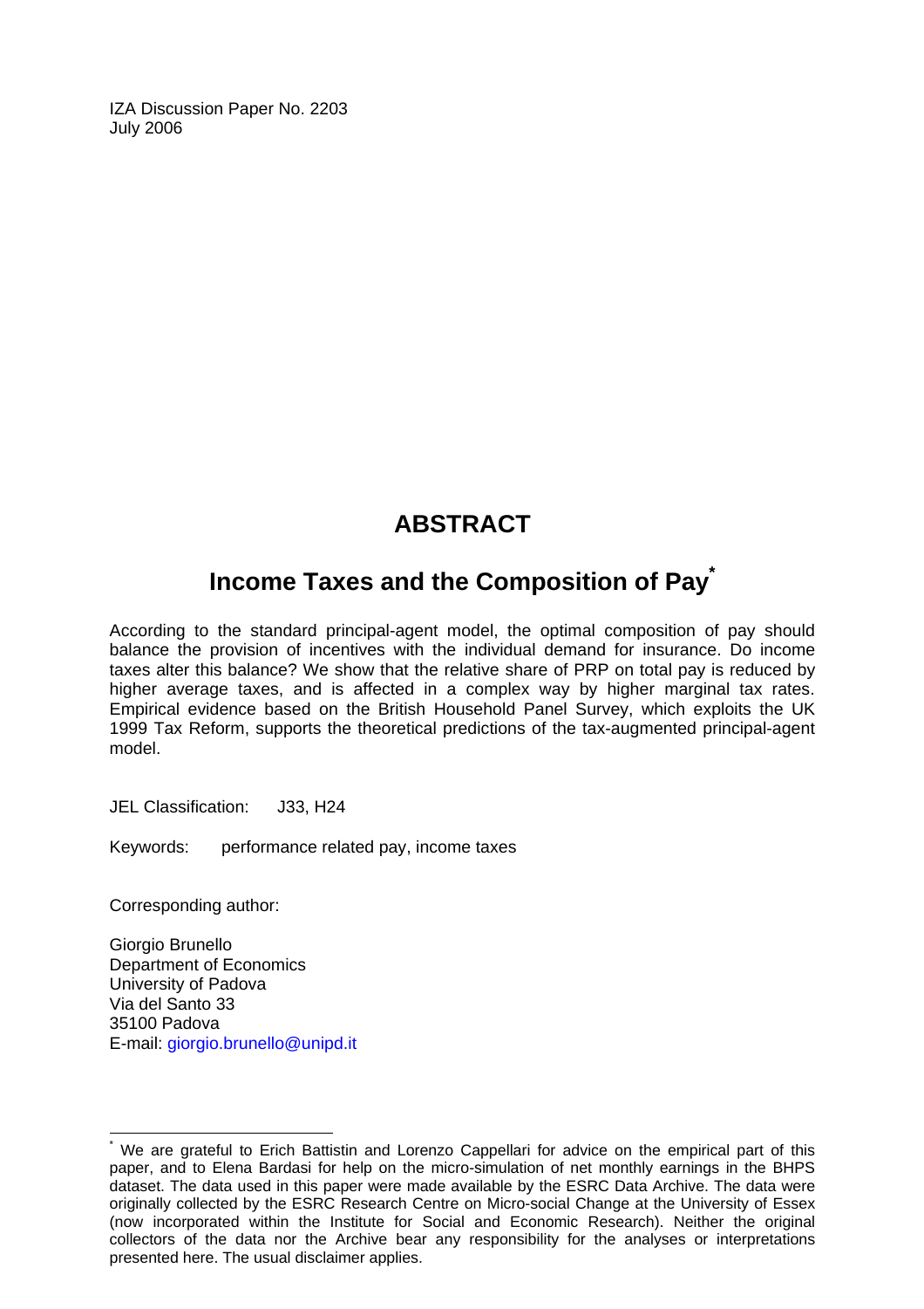IZA Discussion Paper No. 2203
July 2006

# ABSTRACT

## Income Taxes and the Composition of Pay*

According to the standard principal-agent model, the optimal composition of pay should balance the provision of incentives with the individual demand for insurance. Do income taxes alter this balance? We show that the relative share of PRP on total pay is reduced by higher average taxes, and is affected in a complex way by higher marginal tax rates. Empirical evidence based on the British Household Panel Survey, which exploits the UK 1999 Tax Reform, supports the theoretical predictions of the tax-augmented principal-agent model.

JEL Classification: J33, H24

Keywords: performance related pay, income taxes

Corresponding author:

Giorgio Brunello
Department of Economics
University of Padova
Via del Santo 33
35100 Padova
E-mail: giorgio.brunello@unipd.it

---

* We are grateful to Erich Battistin and Lorenzo Cappellari for advice on the empirical part of this paper, and to Elena Bardasi for help on the micro-simulation of net monthly earnings in the BHPS dataset. The data used in this paper were made available by the ESRC Data Archive. The data were originally collected by the ESRC Research Centre on Micro-social Change at the University of Essex (now incorporated within the Institute for Social and Economic Research). Neither the original collectors of the data nor the Archive bear any responsibility for the analyses or interpretations presented here. The usual disclaimer applies.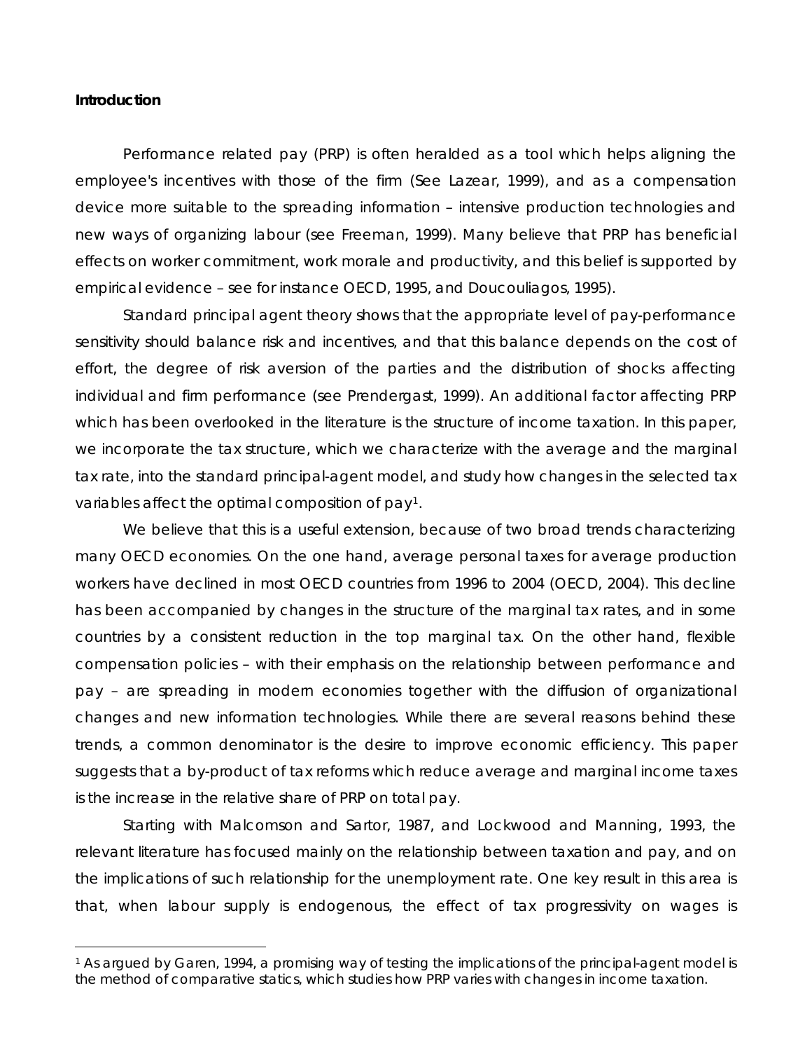**Introduction**

Performance related pay (PRP) is often heralded as a tool which helps aligning the employee's incentives with those of the firm (See Lazear, 1999), and as a compensation device more suitable to the spreading information – intensive production technologies and new ways of organizing labour (see Freeman, 1999). Many believe that PRP has beneficial effects on worker commitment, work morale and productivity, and this belief is supported by empirical evidence – see for instance OECD, 1995, and Doucouliagos, 1995).

Standard principal agent theory shows that the appropriate level of pay-performance sensitivity should balance risk and incentives, and that this balance depends on the cost of effort, the degree of risk aversion of the parties and the distribution of shocks affecting individual and firm performance (see Prendergast, 1999). An additional factor affecting PRP which has been overlooked in the literature is the structure of income taxation. In this paper, we incorporate the tax structure, which we characterize with the average and the marginal tax rate, into the standard principal-agent model, and study how changes in the selected tax variables affect the optimal composition of pay[1].

We believe that this is a useful extension, because of two broad trends characterizing many OECD economies. On the one hand, average personal taxes for average production workers have declined in most OECD countries from 1996 to 2004 (OECD, 2004). This decline has been accompanied by changes in the structure of the marginal tax rates, and in some countries by a consistent reduction in the top marginal tax. On the other hand, flexible compensation policies – with their emphasis on the relationship between performance and pay – are spreading in modern economies together with the diffusion of organizational changes and new information technologies. While there are several reasons behind these trends, a common denominator is the desire to improve economic efficiency. This paper suggests that a by-product of tax reforms which reduce average and marginal income taxes is the increase in the relative share of PRP on total pay.

Starting with Malcomson and Sartor, 1987, and Lockwood and Manning, 1993, the relevant literature has focused mainly on the relationship between taxation and pay, and on the implications of such relationship for the unemployment rate. One key result in this area is that, when labour supply is endogenous, the effect of tax progressivity on wages is

[1] As argued by Garen, 1994, a promising way of testing the implications of the principal-agent model is the method of comparative statics, which studies how PRP varies with changes in income taxation.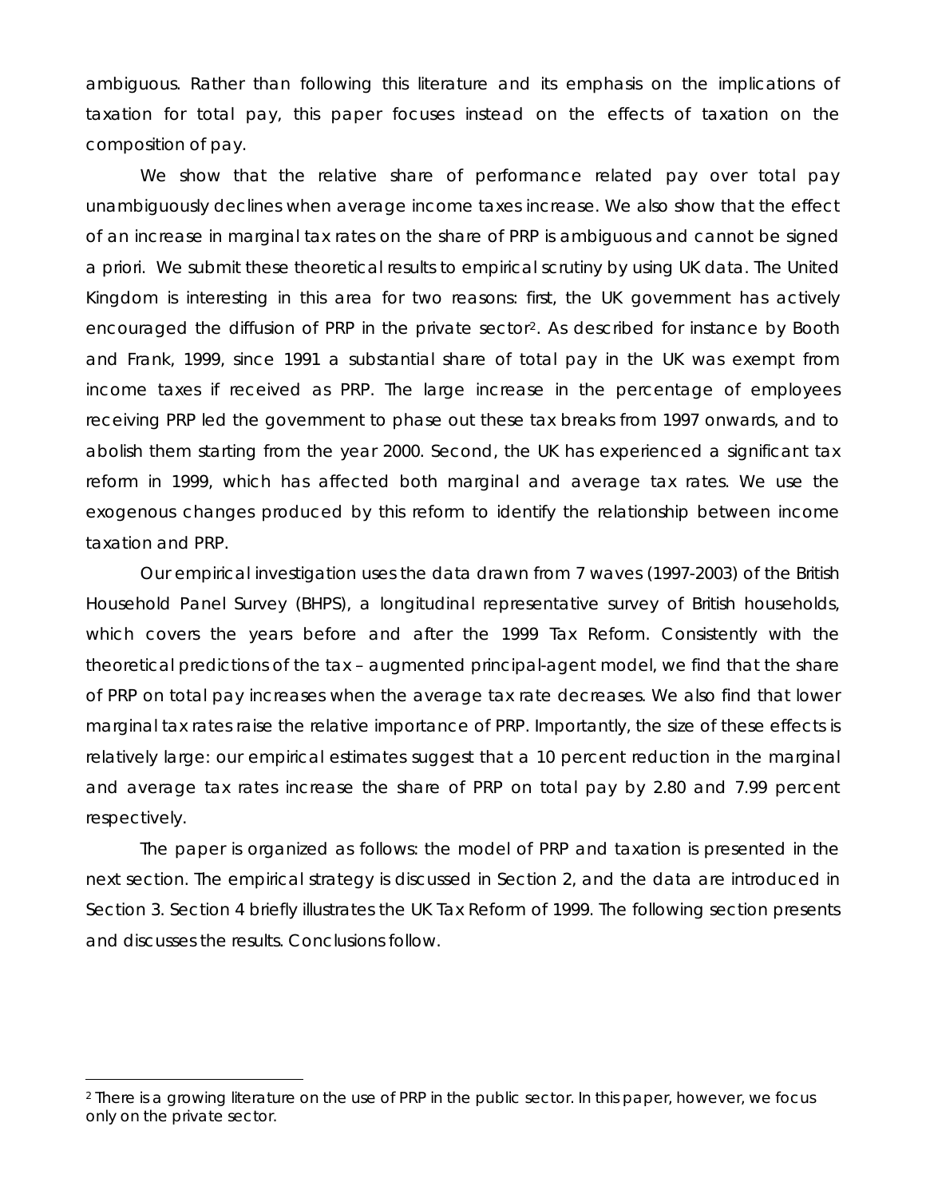ambiguous. Rather than following this literature and its emphasis on the implications of taxation for total pay, this paper focuses instead on the effects of taxation on the composition of pay.

We show that the relative share of performance related pay over total pay unambiguously declines when average income taxes increase. We also show that the effect of an increase in marginal tax rates on the share of PRP is ambiguous and cannot be signed a priori. We submit these theoretical results to empirical scrutiny by using UK data. The United Kingdom is interesting in this area for two reasons: first, the UK government has actively encouraged the diffusion of PRP in the private sector[2]. As described for instance by Booth and Frank, 1999, since 1991 a substantial share of total pay in the UK was exempt from income taxes if received as PRP. The large increase in the percentage of employees receiving PRP led the government to phase out these tax breaks from 1997 onwards, and to abolish them starting from the year 2000. Second, the UK has experienced a significant tax reform in 1999, which has affected both marginal and average tax rates. We use the exogenous changes produced by this reform to identify the relationship between income taxation and PRP.

Our empirical investigation uses the data drawn from 7 waves (1997-2003) of the British Household Panel Survey (BHPS), a longitudinal representative survey of British households, which covers the years before and after the 1999 Tax Reform. Consistently with the theoretical predictions of the tax – augmented principal-agent model, we find that the share of PRP on total pay increases when the average tax rate decreases. We also find that lower marginal tax rates raise the relative importance of PRP. Importantly, the size of these effects is relatively large: our empirical estimates suggest that a 10 percent reduction in the marginal and average tax rates increase the share of PRP on total pay by 2.80 and 7.99 percent respectively.

The paper is organized as follows: the model of PRP and taxation is presented in the next section. The empirical strategy is discussed in Section 2, and the data are introduced in Section 3. Section 4 briefly illustrates the UK Tax Reform of 1999. The following section presents and discusses the results. Conclusions follow.

---

[2] There is a growing literature on the use of PRP in the public sector. In this paper, however, we focus only on the private sector.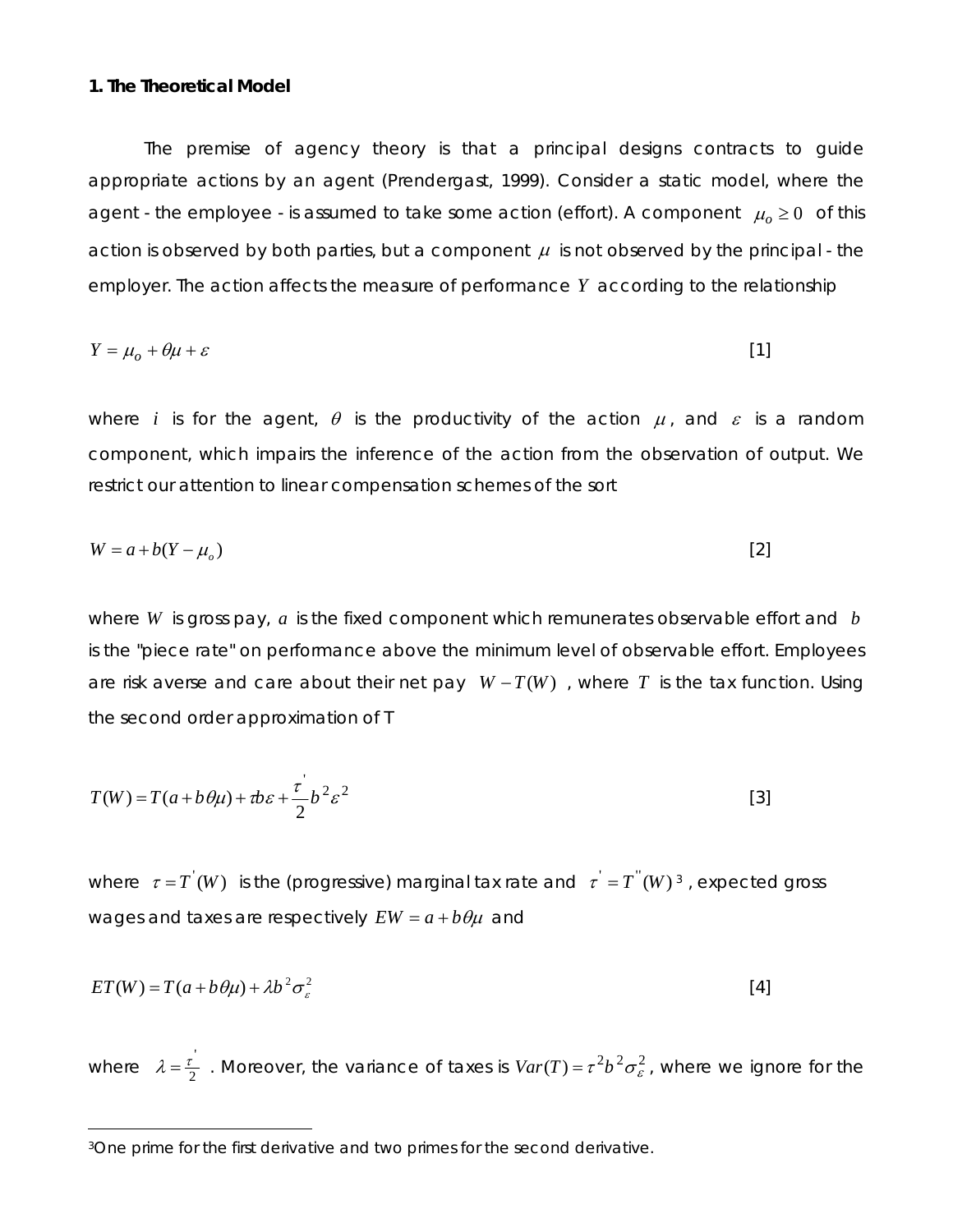**1. The Theoretical Model**

The premise of agency theory is that a principal designs contracts to guide appropriate actions by an agent (Prendergast, 1999). Consider a static model, where the agent - the employee - is assumed to take some action (effort). A component $\mu_o \geq 0$ of this action is observed by both parties, but a component $\mu$ is not observed by the principal - the employer. The action affects the measure of performance $Y$ according to the relationship

$$Y = \mu_o + \theta\mu + \varepsilon \qquad [1]$$

where $i$ is for the agent, $\theta$ is the productivity of the action $\mu$, and $\varepsilon$ is a random component, which impairs the inference of the action from the observation of output. We restrict our attention to linear compensation schemes of the sort

$$W = a + b(Y - \mu_o) \qquad [2]$$

where $W$ is gross pay, $a$ is the fixed component which remunerates observable effort and $b$ is the "piece rate" on performance above the minimum level of observable effort. Employees are risk averse and care about their net pay $W - T(W)$ , where $T$ is the tax function. Using the second order approximation of T

$$T(W) = T(a + b\theta\mu) + \tau b\varepsilon + \frac{\tau^{'}}{2} b^2 \varepsilon^2 \qquad [3]$$

where $\tau = T^{'}(W)$ is the (progressive) marginal tax rate and $\tau^{'} = T^{''}(W)$ [3], expected gross wages and taxes are respectively $EW = a + b\theta\mu$ and

$$ET(W) = T(a + b\theta\mu) + \lambda b^2 \sigma_\varepsilon^2 \qquad [4]$$

where $\lambda = \frac{\tau^{'}}{2}$ . Moreover, the variance of taxes is $Var(T) = \tau^2 b^2 \sigma_\varepsilon^2$, where we ignore for the

---

[3] One prime for the first derivative and two primes for the second derivative.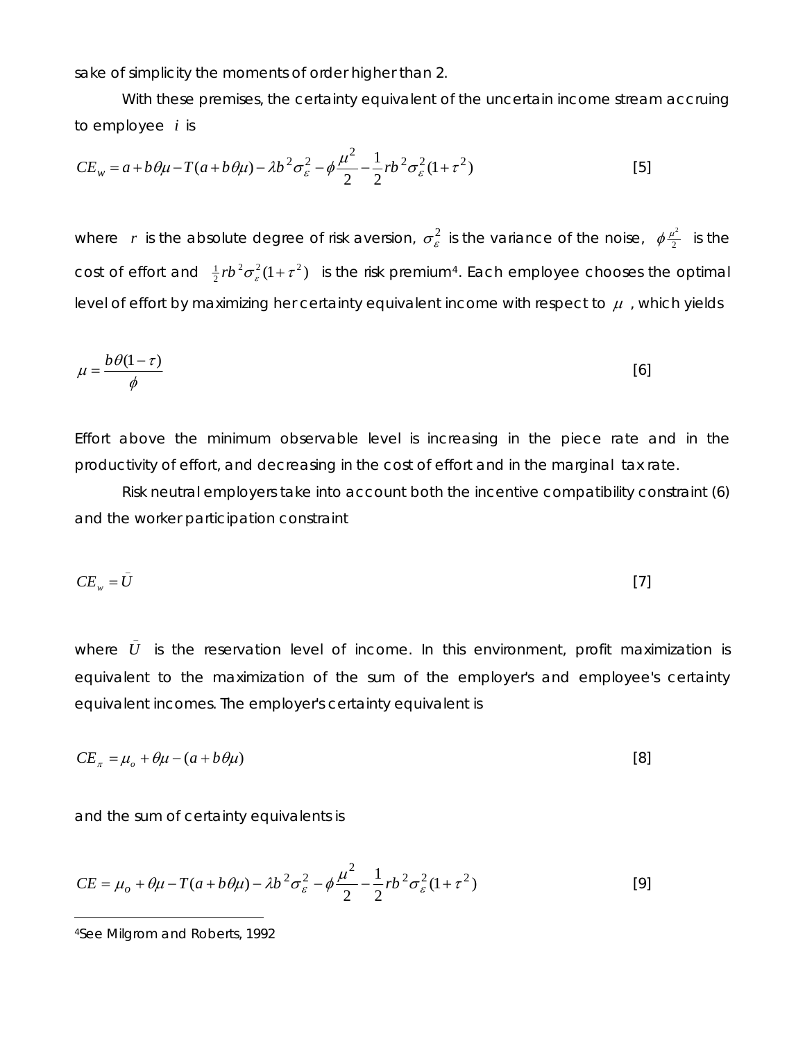sake of simplicity the moments of order higher than 2.

With these premises, the certainty equivalent of the uncertain income stream accruing to employee $i$ is

$$CE_w = a + b\theta\mu - T(a + b\theta\mu) - \lambda b^2\sigma_\varepsilon^2 - \phi\frac{\mu^2}{2} - \frac{1}{2}rb^2\sigma_\varepsilon^2(1+\tau^2) \qquad [5]$$

where $r$ is the absolute degree of risk aversion, $\sigma_\varepsilon^2$ is the variance of the noise, $\phi\frac{\mu^2}{2}$ is the cost of effort and $\frac{1}{2}rb^2\sigma_\varepsilon^2(1+\tau^2)$ is the risk premium[4]. Each employee chooses the optimal level of effort by maximizing her certainty equivalent income with respect to $\mu$, which yields

$$\mu = \frac{b\theta(1-\tau)}{\phi} \qquad [6]$$

Effort above the minimum observable level is increasing in the piece rate and in the productivity of effort, and decreasing in the cost of effort and in the marginal tax rate.

Risk neutral employers take into account both the incentive compatibility constraint (6) and the worker participation constraint

$$CE_w = \bar{U} \qquad [7]$$

where $\bar{U}$ is the reservation level of income. In this environment, profit maximization is equivalent to the maximization of the sum of the employer's and employee's certainty equivalent incomes. The employer's certainty equivalent is

$$CE_\pi = \mu_o + \theta\mu - (a + b\theta\mu) \qquad [8]$$

and the sum of certainty equivalents is

$$CE = \mu_o + \theta\mu - T(a + b\theta\mu) - \lambda b^2\sigma_\varepsilon^2 - \phi\frac{\mu^2}{2} - \frac{1}{2}rb^2\sigma_\varepsilon^2(1+\tau^2) \qquad [9]$$

[4] See Milgrom and Roberts, 1992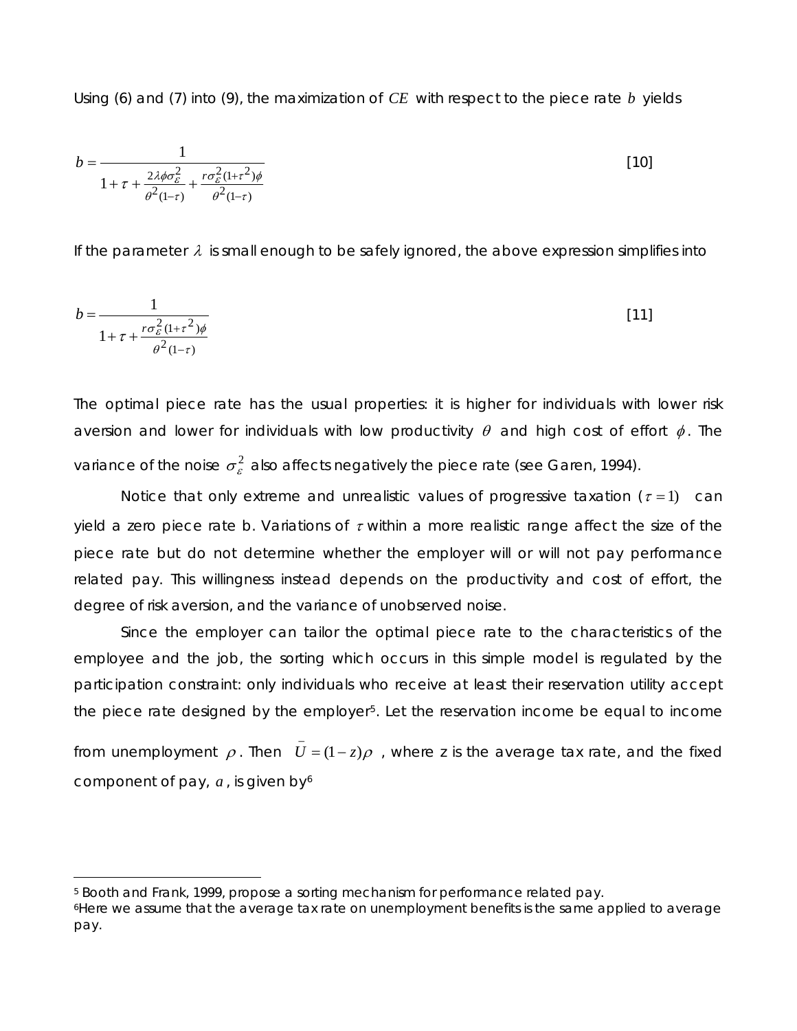Using (6) and (7) into (9), the maximization of $CE$ with respect to the piece rate $b$ yields

$$b = \frac{1}{1 + \tau + \frac{2\lambda\phi\sigma_{\varepsilon}^{2}}{\theta^{2}(1-\tau)} + \frac{r\sigma_{\varepsilon}^{2}(1+\tau^{2})\phi}{\theta^{2}(1-\tau)}} \qquad [10]$$

If the parameter $\lambda$ is small enough to be safely ignored, the above expression simplifies into

$$b = \frac{1}{1 + \tau + \frac{r\sigma_{\varepsilon}^{2}(1+\tau^{2})\phi}{\theta^{2}(1-\tau)}} \qquad [11]$$

The optimal piece rate has the usual properties: it is higher for individuals with lower risk aversion and lower for individuals with low productivity $\theta$ and high cost of effort $\phi$. The variance of the noise $\sigma_{\varepsilon}^{2}$ also affects negatively the piece rate (see Garen, 1994).

Notice that only extreme and unrealistic values of progressive taxation ($\tau = 1$) can yield a zero piece rate b. Variations of $\tau$ within a more realistic range affect the size of the piece rate but do not determine whether the employer will or will not pay performance related pay. This willingness instead depends on the productivity and cost of effort, the degree of risk aversion, and the variance of unobserved noise.

Since the employer can tailor the optimal piece rate to the characteristics of the employee and the job, the sorting which occurs in this simple model is regulated by the participation constraint: only individuals who receive at least their reservation utility accept the piece rate designed by the employer[5]. Let the reservation income be equal to income from unemployment $\rho$. Then $\bar{U} = (1-z)\rho$, where z is the average tax rate, and the fixed component of pay, $a$, is given by[6]

[5] Booth and Frank, 1999, propose a sorting mechanism for performance related pay.

[6] Here we assume that the average tax rate on unemployment benefits is the same applied to average pay.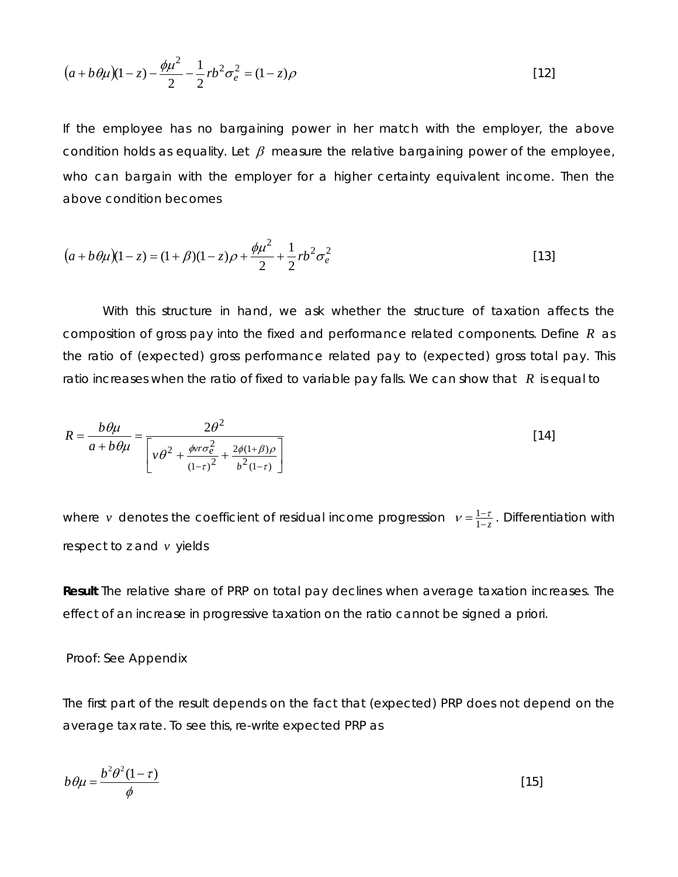$$(a+b\theta\mu)(1-z)-\frac{\phi\mu^2}{2}-\frac{1}{2}rb^2\sigma_e^2=(1-z)\rho \tag{12}$$

If the employee has no bargaining power in her match with the employer, the above condition holds as equality. Let $\beta$ measure the relative bargaining power of the employee, who can bargain with the employer for a higher certainty equivalent income. Then the above condition becomes

$$(a+b\theta\mu)(1-z)=(1+\beta)(1-z)\rho+\frac{\phi\mu^2}{2}+\frac{1}{2}rb^2\sigma_e^2 \tag{13}$$

With this structure in hand, we ask whether the structure of taxation affects the composition of gross pay into the fixed and performance related components. Define $R$ as the ratio of (expected) gross performance related pay to (expected) gross total pay. This ratio increases when the ratio of fixed to variable pay falls. We can show that $R$ is equal to

$$R=\frac{b\theta\mu}{a+b\theta\mu}=\frac{2\theta^2}{\left[v\theta^2+\frac{\phi v r\sigma_e^2}{(1-\tau)^2}+\frac{2\phi(1+\beta)\rho}{b^2(1-\tau)}\right]} \tag{14}$$

where $v$ denotes the coefficient of residual income progression $v=\frac{1-\tau}{1-z}$. Differentiation with respect to z and $v$ yields

**Result** The relative share of PRP on total pay declines when average taxation increases. The effect of an increase in progressive taxation on the ratio cannot be signed a priori.

Proof: See Appendix

The first part of the result depends on the fact that (expected) PRP does not depend on the average tax rate. To see this, re-write expected PRP as

$$b\theta\mu=\frac{b^2\theta^2(1-\tau)}{\phi} \tag{15}$$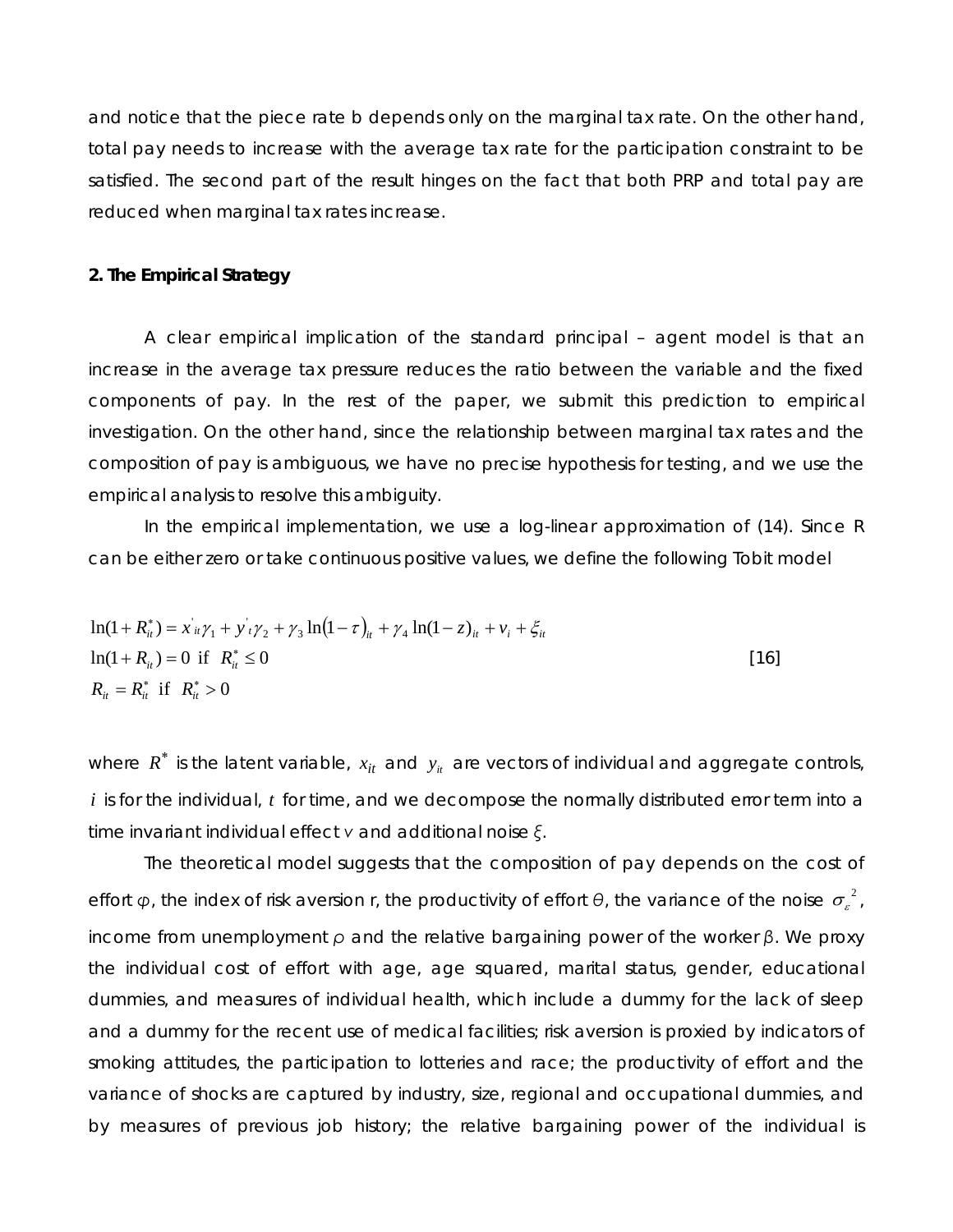and notice that the piece rate b depends only on the marginal tax rate. On the other hand, total pay needs to increase with the average tax rate for the participation constraint to be satisfied. The second part of the result hinges on the fact that both PRP and total pay are reduced when marginal tax rates increase.

## 2. The Empirical Strategy

A clear empirical implication of the standard principal – agent model is that an increase in the average tax pressure reduces the ratio between the variable and the fixed components of pay. In the rest of the paper, we submit this prediction to empirical investigation. On the other hand, since the relationship between marginal tax rates and the composition of pay is ambiguous, we have no precise hypothesis for testing, and we use the empirical analysis to resolve this ambiguity.

In the empirical implementation, we use a log-linear approximation of (14). Since R can be either zero or take continuous positive values, we define the following Tobit model

$$\begin{aligned}
&\ln(1+R_{it}^{*}) = x'_{it}\gamma_1 + y'_{t}\gamma_2 + \gamma_3 \ln(1-\tau)_{it} + \gamma_4 \ln(1-z)_{it} + \nu_i + \xi_{it} \\
&\ln(1+R_{it}) = 0 \text{ if } R_{it}^{*} \leq 0 \\
&R_{it} = R_{it}^{*} \text{ if } R_{it}^{*} > 0
\end{aligned} \qquad [16]$$

where $R^{*}$ is the latent variable, $x_{it}$ and $y_{it}$ are vectors of individual and aggregate controls, $i$ is for the individual, $t$ for time, and we decompose the normally distributed error term into a time invariant individual effect $\nu$ and additional noise $\xi$.

The theoretical model suggests that the composition of pay depends on the cost of effort $\varphi$, the index of risk aversion r, the productivity of effort $\theta$, the variance of the noise $\sigma_{\varepsilon}^{2}$, income from unemployment $\rho$ and the relative bargaining power of the worker $\beta$. We proxy the individual cost of effort with age, age squared, marital status, gender, educational dummies, and measures of individual health, which include a dummy for the lack of sleep and a dummy for the recent use of medical facilities; risk aversion is proxied by indicators of smoking attitudes, the participation to lotteries and race; the productivity of effort and the variance of shocks are captured by industry, size, regional and occupational dummies, and by measures of previous job history; the relative bargaining power of the individual is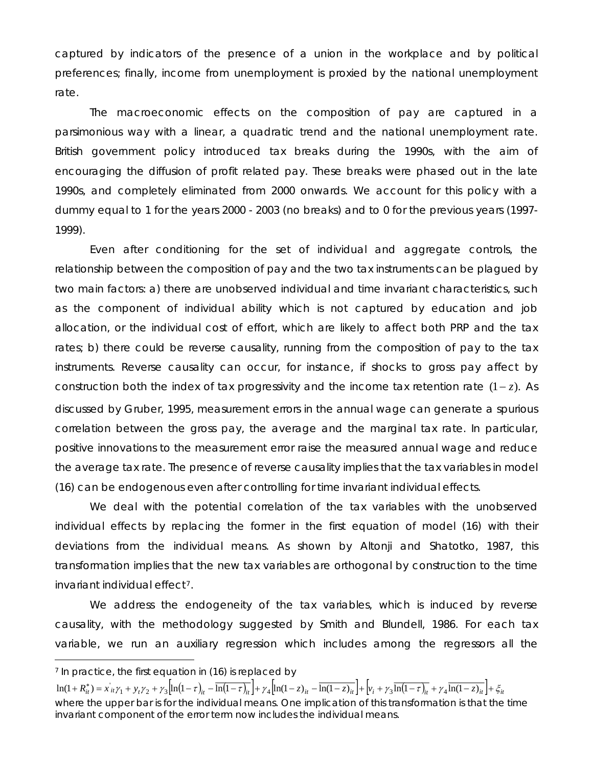captured by indicators of the presence of a union in the workplace and by political preferences; finally, income from unemployment is proxied by the national unemployment rate.

The macroeconomic effects on the composition of pay are captured in a parsimonious way with a linear, a quadratic trend and the national unemployment rate. British government policy introduced tax breaks during the 1990s, with the aim of encouraging the diffusion of profit related pay. These breaks were phased out in the late 1990s, and completely eliminated from 2000 onwards. We account for this policy with a dummy equal to 1 for the years 2000 - 2003 (no breaks) and to 0 for the previous years (1997-1999).

Even after conditioning for the set of individual and aggregate controls, the relationship between the composition of pay and the two tax instruments can be plagued by two main factors: a) there are unobserved individual and time invariant characteristics, such as the component of individual ability which is not captured by education and job allocation, or the individual cost of effort, which are likely to affect both PRP and the tax rates; b) there could be reverse causality, running from the composition of pay to the tax instruments. Reverse causality can occur, for instance, if shocks to gross pay affect by construction both the index of tax progressivity and the income tax retention rate $(1-z)$. As discussed by Gruber, 1995, measurement errors in the annual wage can generate a spurious correlation between the gross pay, the average and the marginal tax rate. In particular, positive innovations to the measurement error raise the measured annual wage and reduce the average tax rate. The presence of reverse causality implies that the tax variables in model (16) can be endogenous even after controlling for time invariant individual effects.

We deal with the potential correlation of the tax variables with the unobserved individual effects by replacing the former in the first equation of model (16) with their deviations from the individual means. As shown by Altonji and Shatotko, 1987, this transformation implies that the new tax variables are orthogonal by construction to the time invariant individual effect[7].

We address the endogeneity of the tax variables, which is induced by reverse causality, with the methodology suggested by Smith and Blundell, 1986. For each tax variable, we run an auxiliary regression which includes among the regressors all the

[7] In practice, the first equation in (16) is replaced by

$$\ln(1+R_{it}^{*}) = x_{it}^{'}\gamma_1 + y_t\gamma_2 + \gamma_3\left[\ln(1-\tau)_{it} - \overline{\ln(1-\tau)_{it}}\right] + \gamma_4\left[\ln(1-z)_{it} - \overline{\ln(1-z)_{it}}\right] + \left[v_i + \gamma_3\overline{\ln(1-\tau)_{it}} + \gamma_4\overline{\ln(1-z)_{it}}\right] + \xi_{it}$$

where the upper bar is for the individual means. One implication of this transformation is that the time invariant component of the error term now includes the individual means.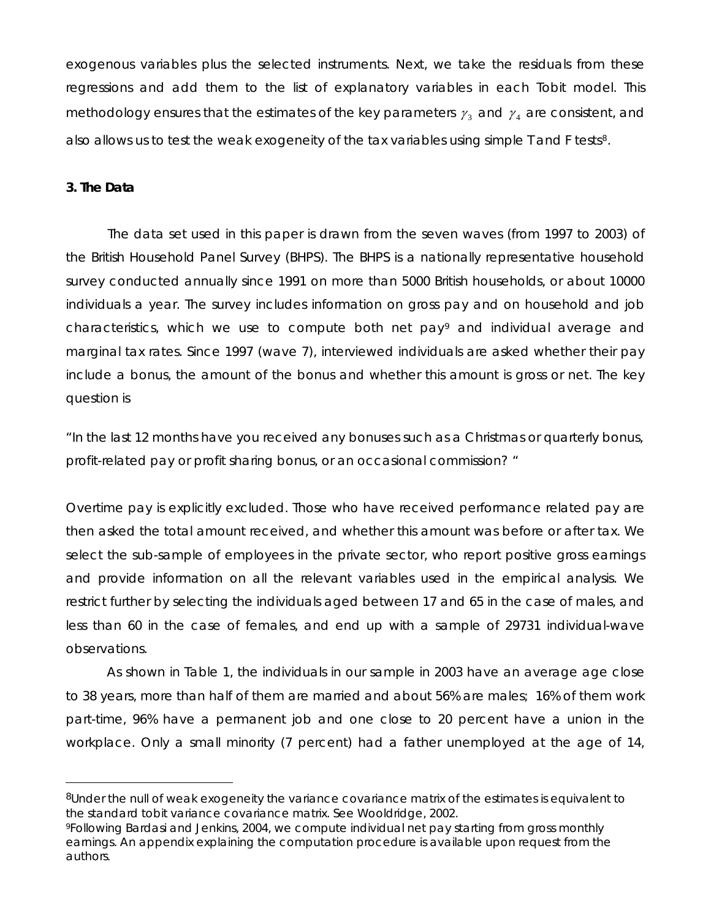exogenous variables plus the selected instruments. Next, we take the residuals from these regressions and add them to the list of explanatory variables in each Tobit model. This methodology ensures that the estimates of the key parameters $\gamma_3$ and $\gamma_4$ are consistent, and also allows us to test the weak exogeneity of the tax variables using simple T and F tests[8].

### 3. The Data

The data set used in this paper is drawn from the seven waves (from 1997 to 2003) of the British Household Panel Survey (BHPS). The BHPS is a nationally representative household survey conducted annually since 1991 on more than 5000 British households, or about 10000 individuals a year. The survey includes information on gross pay and on household and job characteristics, which we use to compute both net pay[9] and individual average and marginal tax rates. Since 1997 (wave 7), interviewed individuals are asked whether their pay include a bonus, the amount of the bonus and whether this amount is gross or net. The key question is

"In the last 12 months have you received any bonuses such as a Christmas or quarterly bonus, profit-related pay or profit sharing bonus, or an occasional commission? "

Overtime pay is explicitly excluded. Those who have received performance related pay are then asked the total amount received, and whether this amount was before or after tax. We select the sub-sample of employees in the private sector, who report positive gross earnings and provide information on all the relevant variables used in the empirical analysis. We restrict further by selecting the individuals aged between 17 and 65 in the case of males, and less than 60 in the case of females, and end up with a sample of 29731 individual-wave observations.

As shown in Table 1, the individuals in our sample in 2003 have an average age close to 38 years, more than half of them are married and about 56% are males; 16% of them work part-time, 96% have a permanent job and one close to 20 percent have a union in the workplace. Only a small minority (7 percent) had a father unemployed at the age of 14,

---

[8]Under the null of weak exogeneity the variance covariance matrix of the estimates is equivalent to the standard tobit variance covariance matrix. See Wooldridge, 2002.

[9]Following Bardasi and Jenkins, 2004, we compute individual net pay starting from gross monthly earnings. An appendix explaining the computation procedure is available upon request from the authors.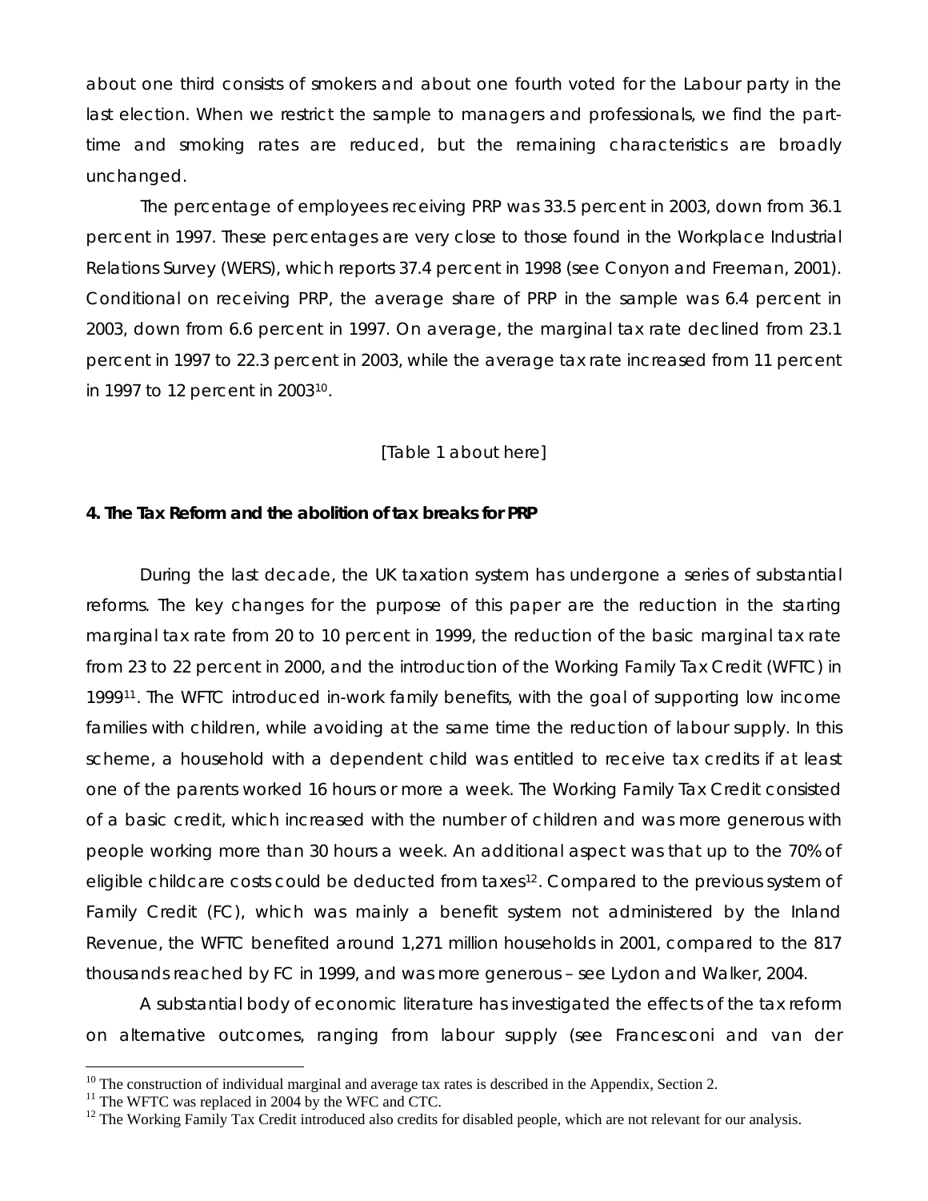about one third consists of smokers and about one fourth voted for the Labour party in the last election. When we restrict the sample to managers and professionals, we find the part-time and smoking rates are reduced, but the remaining characteristics are broadly unchanged.

The percentage of employees receiving PRP was 33.5 percent in 2003, down from 36.1 percent in 1997. These percentages are very close to those found in the Workplace Industrial Relations Survey (WERS), which reports 37.4 percent in 1998 (see Conyon and Freeman, 2001). Conditional on receiving PRP, the average share of PRP in the sample was 6.4 percent in 2003, down from 6.6 percent in 1997. On average, the marginal tax rate declined from 23.1 percent in 1997 to 22.3 percent in 2003, while the average tax rate increased from 11 percent in 1997 to 12 percent in 2003[10].

[Table 1 about here]

**4. The Tax Reform and the abolition of tax breaks for PRP**

During the last decade, the UK taxation system has undergone a series of substantial reforms. The key changes for the purpose of this paper are the reduction in the starting marginal tax rate from 20 to 10 percent in 1999, the reduction of the basic marginal tax rate from 23 to 22 percent in 2000, and the introduction of the Working Family Tax Credit (WFTC) in 1999[11]. The WFTC introduced in-work family benefits, with the goal of supporting low income families with children, while avoiding at the same time the reduction of labour supply. In this scheme, a household with a dependent child was entitled to receive tax credits if at least one of the parents worked 16 hours or more a week. The Working Family Tax Credit consisted of a basic credit, which increased with the number of children and was more generous with people working more than 30 hours a week. An additional aspect was that up to the 70% of eligible childcare costs could be deducted from taxes[12]. Compared to the previous system of Family Credit (FC), which was mainly a benefit system not administered by the Inland Revenue, the WFTC benefited around 1,271 million households in 2001, compared to the 817 thousands reached by FC in 1999, and was more generous – see Lydon and Walker, 2004.

A substantial body of economic literature has investigated the effects of the tax reform on alternative outcomes, ranging from labour supply (see Francesconi and van der

[10] The construction of individual marginal and average tax rates is described in the Appendix, Section 2.

[11] The WFTC was replaced in 2004 by the WFC and CTC.

[12] The Working Family Tax Credit introduced also credits for disabled people, which are not relevant for our analysis.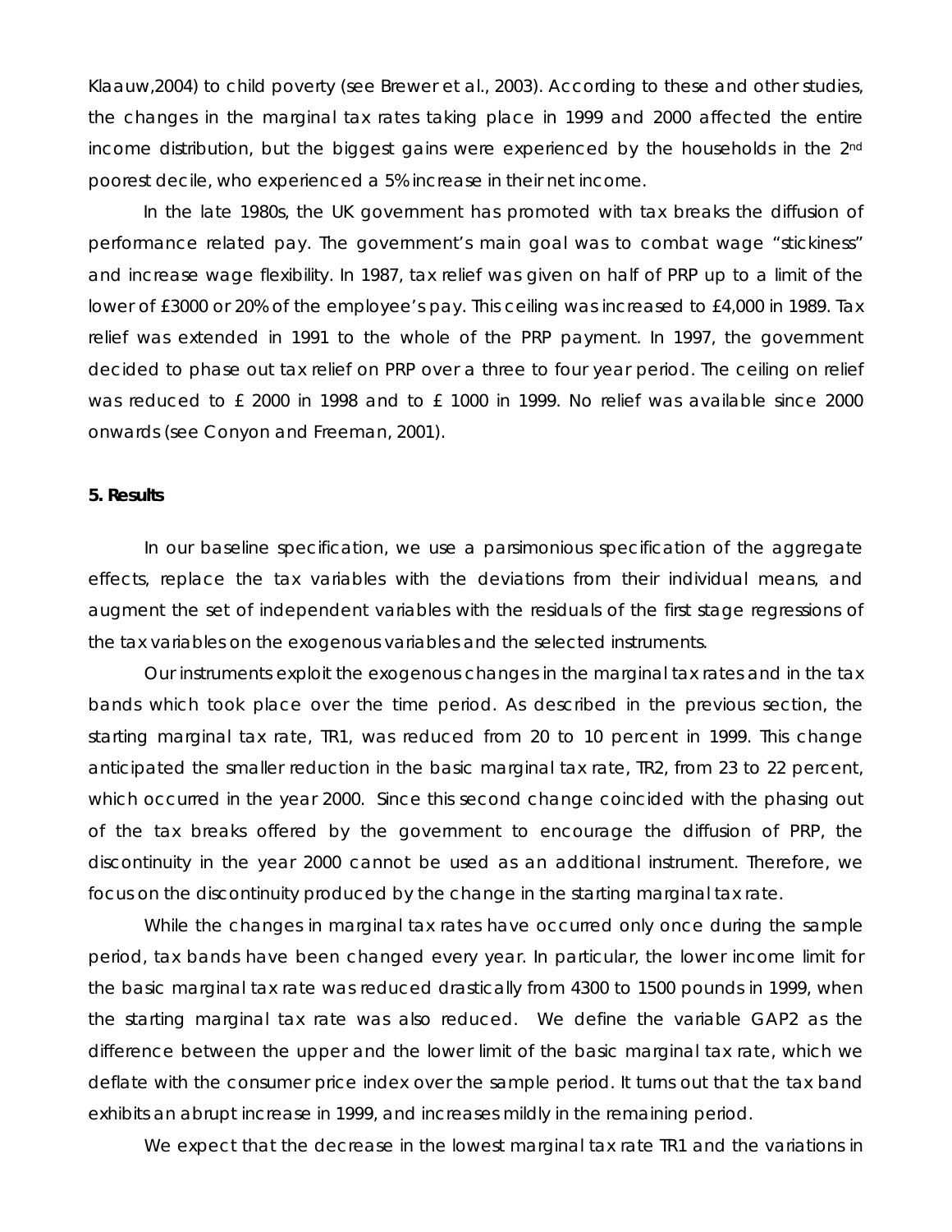Klaauw,2004) to child poverty (see Brewer et al., 2003). According to these and other studies, the changes in the marginal tax rates taking place in 1999 and 2000 affected the entire income distribution, but the biggest gains were experienced by the households in the 2nd poorest decile, who experienced a 5% increase in their net income.

In the late 1980s, the UK government has promoted with tax breaks the diffusion of performance related pay. The government's main goal was to combat wage "stickiness" and increase wage flexibility. In 1987, tax relief was given on half of PRP up to a limit of the lower of £3000 or 20% of the employee's pay. This ceiling was increased to £4,000 in 1989. Tax relief was extended in 1991 to the whole of the PRP payment. In 1997, the government decided to phase out tax relief on PRP over a three to four year period. The ceiling on relief was reduced to £ 2000 in 1998 and to £ 1000 in 1999. No relief was available since 2000 onwards (see Conyon and Freeman, 2001).

**5. Results**

In our baseline specification, we use a parsimonious specification of the aggregate effects, replace the tax variables with the deviations from their individual means, and augment the set of independent variables with the residuals of the first stage regressions of the tax variables on the exogenous variables and the selected instruments.

Our instruments exploit the exogenous changes in the marginal tax rates and in the tax bands which took place over the time period. As described in the previous section, the starting marginal tax rate, TR1, was reduced from 20 to 10 percent in 1999. This change anticipated the smaller reduction in the basic marginal tax rate, TR2, from 23 to 22 percent, which occurred in the year 2000. Since this second change coincided with the phasing out of the tax breaks offered by the government to encourage the diffusion of PRP, the discontinuity in the year 2000 cannot be used as an additional instrument. Therefore, we focus on the discontinuity produced by the change in the starting marginal tax rate.

While the changes in marginal tax rates have occurred only once during the sample period, tax bands have been changed every year. In particular, the lower income limit for the basic marginal tax rate was reduced drastically from 4300 to 1500 pounds in 1999, when the starting marginal tax rate was also reduced. We define the variable GAP2 as the difference between the upper and the lower limit of the basic marginal tax rate, which we deflate with the consumer price index over the sample period. It turns out that the tax band exhibits an abrupt increase in 1999, and increases mildly in the remaining period.

We expect that the decrease in the lowest marginal tax rate TR1 and the variations in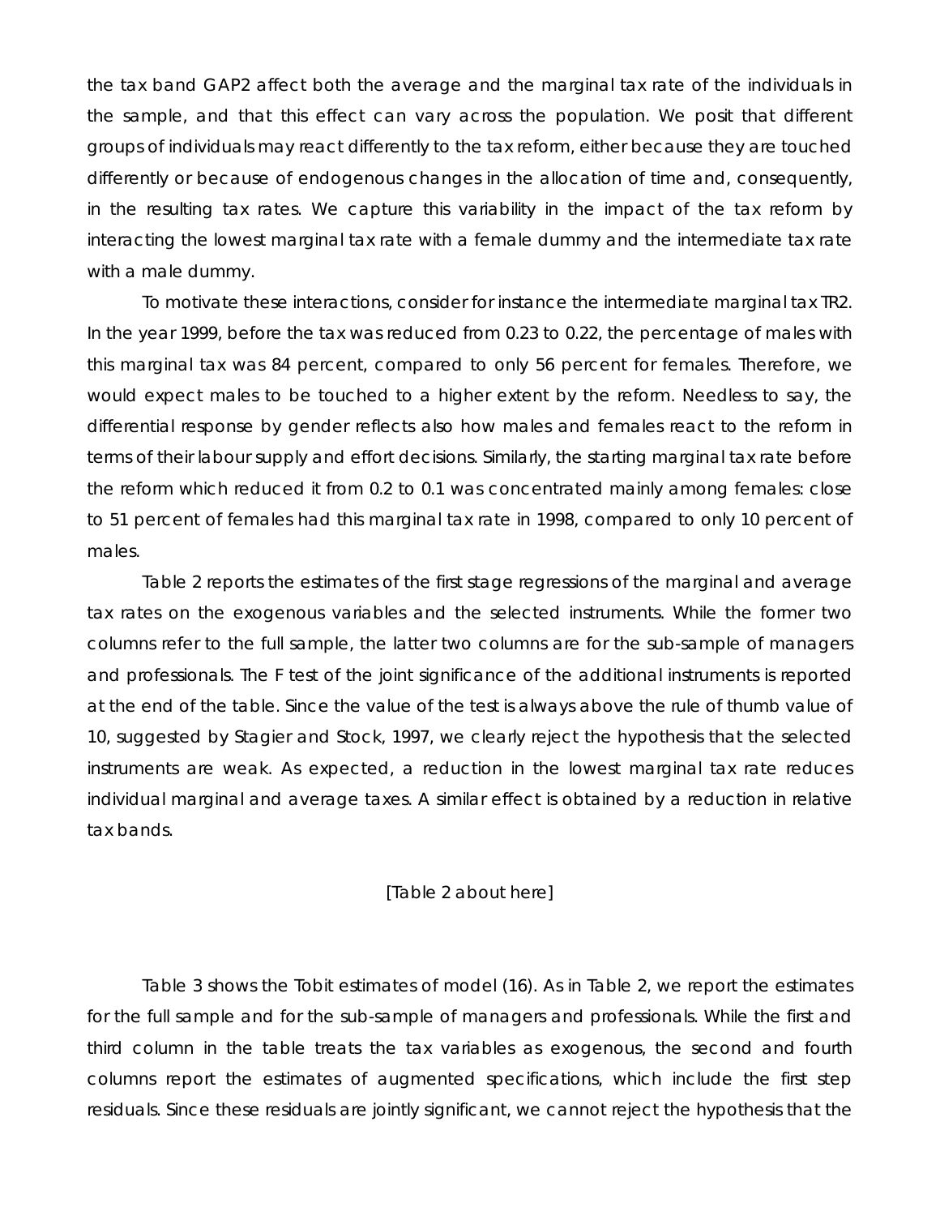the tax band GAP2 affect both the average and the marginal tax rate of the individuals in the sample, and that this effect can vary across the population. We posit that different groups of individuals may react differently to the tax reform, either because they are touched differently or because of endogenous changes in the allocation of time and, consequently, in the resulting tax rates. We capture this variability in the impact of the tax reform by interacting the lowest marginal tax rate with a female dummy and the intermediate tax rate with a male dummy.

To motivate these interactions, consider for instance the intermediate marginal tax TR2. In the year 1999, before the tax was reduced from 0.23 to 0.22, the percentage of males with this marginal tax was 84 percent, compared to only 56 percent for females. Therefore, we would expect males to be touched to a higher extent by the reform. Needless to say, the differential response by gender reflects also how males and females react to the reform in terms of their labour supply and effort decisions. Similarly, the starting marginal tax rate before the reform which reduced it from 0.2 to 0.1 was concentrated mainly among females: close to 51 percent of females had this marginal tax rate in 1998, compared to only 10 percent of males.

Table 2 reports the estimates of the first stage regressions of the marginal and average tax rates on the exogenous variables and the selected instruments. While the former two columns refer to the full sample, the latter two columns are for the sub-sample of managers and professionals. The F test of the joint significance of the additional instruments is reported at the end of the table. Since the value of the test is always above the rule of thumb value of 10, suggested by Stagier and Stock, 1997, we clearly reject the hypothesis that the selected instruments are weak. As expected, a reduction in the lowest marginal tax rate reduces individual marginal and average taxes. A similar effect is obtained by a reduction in relative tax bands.

[Table 2 about here]

Table 3 shows the Tobit estimates of model (16). As in Table 2, we report the estimates for the full sample and for the sub-sample of managers and professionals. While the first and third column in the table treats the tax variables as exogenous, the second and fourth columns report the estimates of augmented specifications, which include the first step residuals. Since these residuals are jointly significant, we cannot reject the hypothesis that the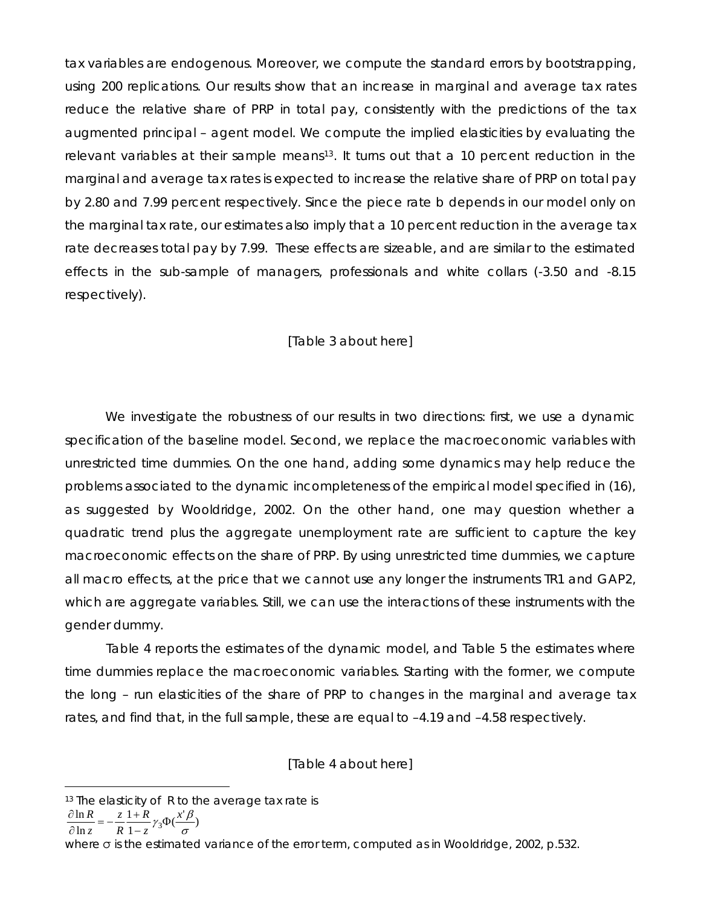tax variables are endogenous. Moreover, we compute the standard errors by bootstrapping, using 200 replications. Our results show that an increase in marginal and average tax rates reduce the relative share of PRP in total pay, consistently with the predictions of the tax augmented principal – agent model. We compute the implied elasticities by evaluating the relevant variables at their sample means[13]. It turns out that a 10 percent reduction in the marginal and average tax rates is expected to increase the relative share of PRP on total pay by 2.80 and 7.99 percent respectively. Since the piece rate b depends in our model only on the marginal tax rate, our estimates also imply that a 10 percent reduction in the average tax rate decreases total pay by 7.99. These effects are sizeable, and are similar to the estimated effects in the sub-sample of managers, professionals and white collars (-3.50 and -8.15 respectively).

[Table 3 about here]

We investigate the robustness of our results in two directions: first, we use a dynamic specification of the baseline model. Second, we replace the macroeconomic variables with unrestricted time dummies. On the one hand, adding some dynamics may help reduce the problems associated to the dynamic incompleteness of the empirical model specified in (16), as suggested by Wooldridge, 2002. On the other hand, one may question whether a quadratic trend plus the aggregate unemployment rate are sufficient to capture the key macroeconomic effects on the share of PRP. By using unrestricted time dummies, we capture all macro effects, at the price that we cannot use any longer the instruments TR1 and GAP2, which are aggregate variables. Still, we can use the interactions of these instruments with the gender dummy.

Table 4 reports the estimates of the dynamic model, and Table 5 the estimates where time dummies replace the macroeconomic variables. Starting with the former, we compute the long – run elasticities of the share of PRP to changes in the marginal and average tax rates, and find that, in the full sample, these are equal to –4.19 and –4.58 respectively.

[Table 4 about here]

---

[13] The elasticity of R to the average tax rate is

$$\frac{\partial \ln R}{\partial \ln z} = -\frac{z}{R}\frac{1+R}{1-z}\gamma_3 \Phi\left(\frac{x'\beta}{\sigma}\right)$$

where $\sigma$ is the estimated variance of the error term, computed as in Wooldridge, 2002, p.532.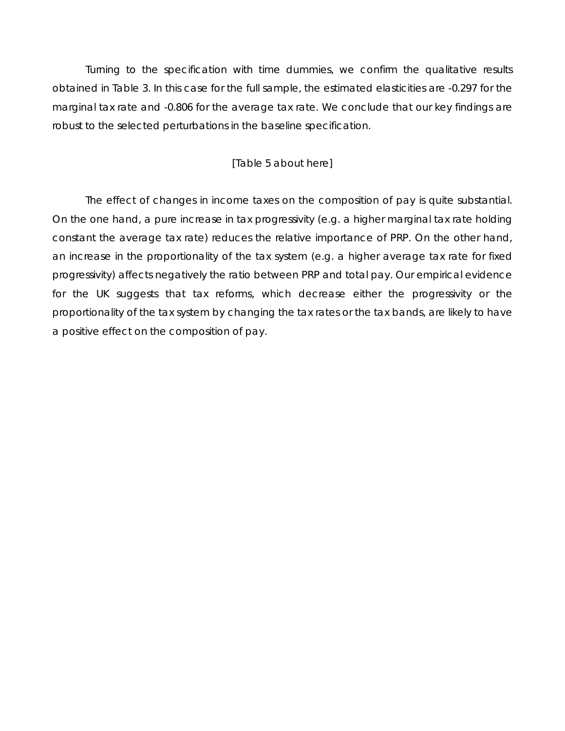Turning to the specification with time dummies, we confirm the qualitative results obtained in Table 3. In this case for the full sample, the estimated elasticities are -0.297 for the marginal tax rate and -0.806 for the average tax rate. We conclude that our key findings are robust to the selected perturbations in the baseline specification.

[Table 5 about here]

The effect of changes in income taxes on the composition of pay is quite substantial. On the one hand, a pure increase in tax progressivity (e.g. a higher marginal tax rate holding constant the average tax rate) reduces the relative importance of PRP. On the other hand, an increase in the proportionality of the tax system (e.g. a higher average tax rate for fixed progressivity) affects negatively the ratio between PRP and total pay. Our empirical evidence for the UK suggests that tax reforms, which decrease either the progressivity or the proportionality of the tax system by changing the tax rates or the tax bands, are likely to have a positive effect on the composition of pay.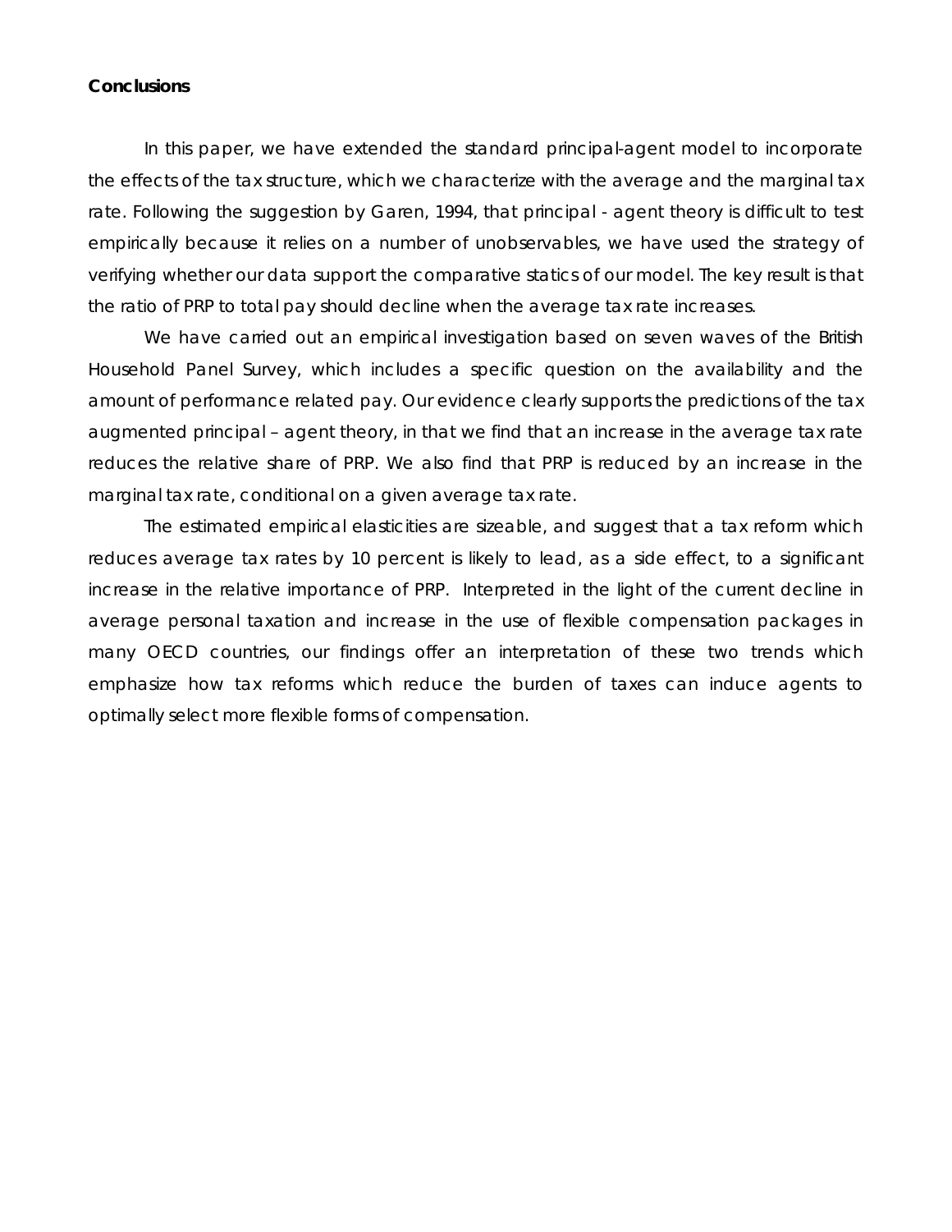## Conclusions

In this paper, we have extended the standard principal-agent model to incorporate the effects of the tax structure, which we characterize with the average and the marginal tax rate. Following the suggestion by Garen, 1994, that principal - agent theory is difficult to test empirically because it relies on a number of unobservables, we have used the strategy of verifying whether our data support the comparative statics of our model. The key result is that the ratio of PRP to total pay should decline when the average tax rate increases.

We have carried out an empirical investigation based on seven waves of the British Household Panel Survey, which includes a specific question on the availability and the amount of performance related pay. Our evidence clearly supports the predictions of the tax augmented principal – agent theory, in that we find that an increase in the average tax rate reduces the relative share of PRP. We also find that PRP is reduced by an increase in the marginal tax rate, conditional on a given average tax rate.

The estimated empirical elasticities are sizeable, and suggest that a tax reform which reduces average tax rates by 10 percent is likely to lead, as a side effect, to a significant increase in the relative importance of PRP. Interpreted in the light of the current decline in average personal taxation and increase in the use of flexible compensation packages in many OECD countries, our findings offer an interpretation of these two trends which emphasize how tax reforms which reduce the burden of taxes can induce agents to optimally select more flexible forms of compensation.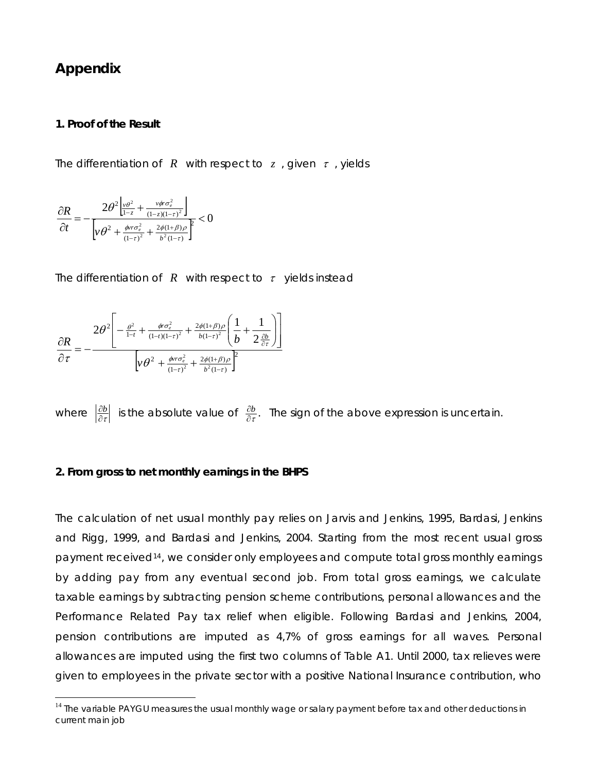# Appendix

### 1. Proof of the Result

The differentiation of $R$ with respect to $z$, given $\tau$, yields

$$\frac{\partial R}{\partial t} = -\frac{2\theta^2 \left[\frac{v\theta^2}{1-z} + \frac{v\phi r \sigma_e^2}{(1-z)(1-\tau)^2}\right]}{\left[v\theta^2 + \frac{\phi v r \sigma_e^2}{(1-\tau)^2} + \frac{2\phi(1+\beta)\rho}{b^2(1-\tau)}\right]^2} < 0$$

The differentiation of $R$ with respect to $\tau$ yields instead

$$\frac{\partial R}{\partial \tau} = -\frac{2\theta^2 \left[-\frac{\theta^2}{1-t} + \frac{\phi r \sigma_e^2}{(1-t)(1-\tau)^2} + \frac{2\phi(1+\beta)\rho}{b(1-\tau)^2}\left(\frac{1}{b} + \frac{1}{2\frac{\partial b}{\partial \tau}}\right)\right]}{\left[v\theta^2 + \frac{\phi v r \sigma_e^2}{(1-\tau)^2} + \frac{2\phi(1+\beta)\rho}{b^2(1-\tau)}\right]^2}$$

where $\left|\frac{\partial b}{\partial \tau}\right|$ is the absolute value of $\frac{\partial b}{\partial \tau}$. The sign of the above expression is uncertain.

### 2. From gross to net monthly earnings in the BHPS

The calculation of net usual monthly pay relies on Jarvis and Jenkins, 1995, Bardasi, Jenkins and Rigg, 1999, and Bardasi and Jenkins, 2004. Starting from the most recent usual gross payment received[14], we consider only employees and compute total gross monthly earnings by adding pay from any eventual second job. From total gross earnings, we calculate taxable earnings by subtracting pension scheme contributions, personal allowances and the Performance Related Pay tax relief when eligible. Following Bardasi and Jenkins, 2004, pension contributions are imputed as 4,7% of gross earnings for all waves. Personal allowances are imputed using the first two columns of Table A1. Until 2000, tax relieves were given to employees in the private sector with a positive National Insurance contribution, who

[14] The variable PAYGU measures the usual monthly wage or salary payment before tax and other deductions in current main job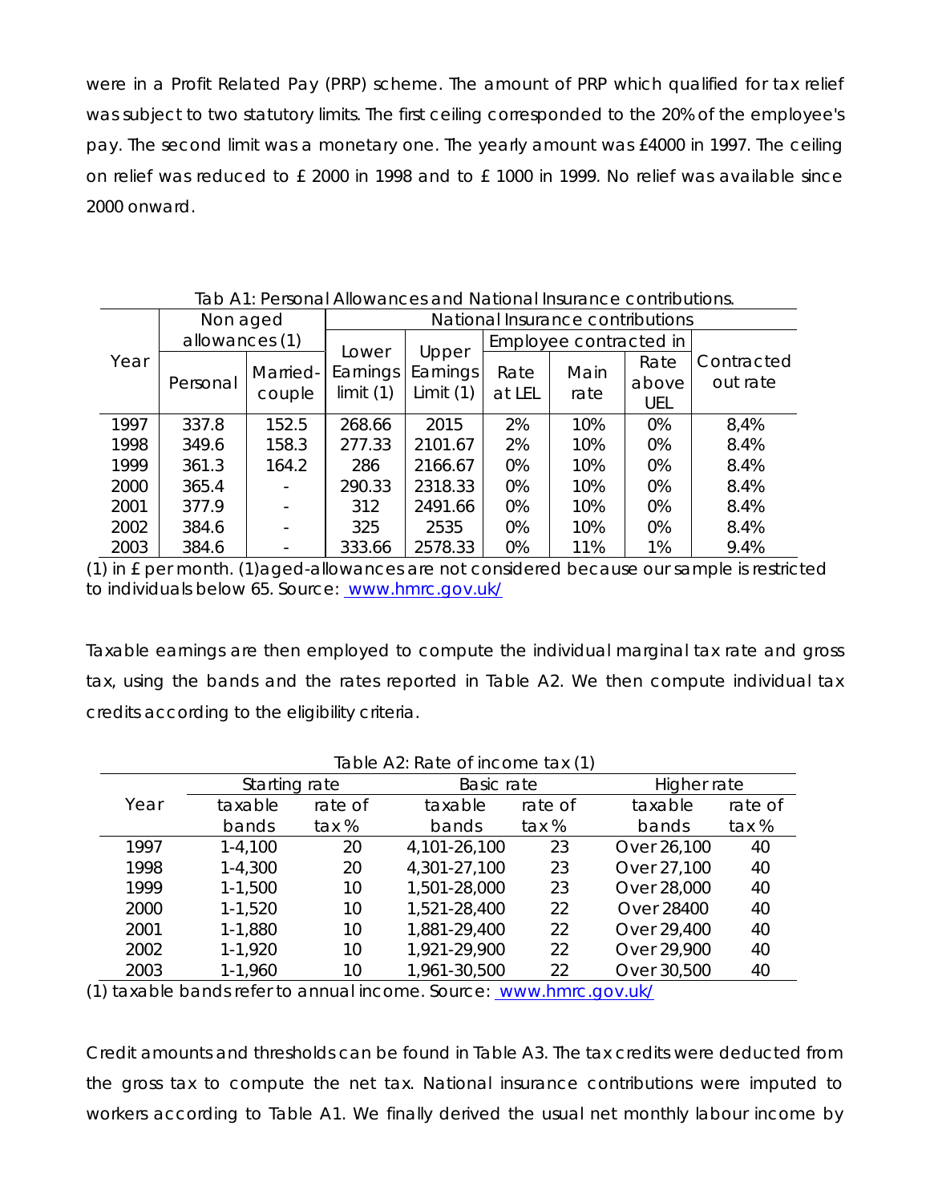were in a Profit Related Pay (PRP) scheme. The amount of PRP which qualified for tax relief was subject to two statutory limits. The first ceiling corresponded to the 20% of the employee's pay. The second limit was a monetary one. The yearly amount was £4000 in 1997. The ceiling on relief was reduced to £ 2000 in 1998 and to £ 1000 in 1999. No relief was available since 2000 onward.

Tab A1: Personal Allowances and National Insurance contributions.

| Year | Non aged allowances (1) | | National Insurance contributions | | | | | |
|---|---|---|---|---|---|---|---|---|
| | | | Lower Earnings limit (1) | Upper Earnings Limit (1) | Employee contracted in | | | Contracted out rate |
| | Personal | Married-couple | | | Rate at LEL | Main rate | Rate above UEL | |
| 1997 | 337.8 | 152.5 | 268.66 | 2015 | 2% | 10% | 0% | 8,4% |
| 1998 | 349.6 | 158.3 | 277.33 | 2101.67 | 2% | 10% | 0% | 8.4% |
| 1999 | 361.3 | 164.2 | 286 | 2166.67 | 0% | 10% | 0% | 8.4% |
| 2000 | 365.4 | - | 290.33 | 2318.33 | 0% | 10% | 0% | 8.4% |
| 2001 | 377.9 | - | 312 | 2491.66 | 0% | 10% | 0% | 8.4% |
| 2002 | 384.6 | - | 325 | 2535 | 0% | 10% | 0% | 8.4% |
| 2003 | 384.6 | - | 333.66 | 2578.33 | 0% | 11% | 1% | 9.4% |

(1) in £ per month. (1)aged-allowances are not considered because our sample is restricted to individuals below 65. Source: www.hmrc.gov.uk/

Taxable earnings are then employed to compute the individual marginal tax rate and gross tax, using the bands and the rates reported in Table A2. We then compute individual tax credits according to the eligibility criteria.

Table A2: Rate of income tax (1)

| Year | Starting rate | | Basic rate | | Higher rate | |
|---|---|---|---|---|---|---|
| | taxable bands | rate of tax % | taxable bands | rate of tax % | taxable bands | rate of tax % |
| 1997 | 1-4,100 | 20 | 4,101-26,100 | 23 | Over 26,100 | 40 |
| 1998 | 1-4,300 | 20 | 4,301-27,100 | 23 | Over 27,100 | 40 |
| 1999 | 1-1,500 | 10 | 1,501-28,000 | 23 | Over 28,000 | 40 |
| 2000 | 1-1,520 | 10 | 1,521-28,400 | 22 | Over 28400 | 40 |
| 2001 | 1-1,880 | 10 | 1,881-29,400 | 22 | Over 29,400 | 40 |
| 2002 | 1-1,920 | 10 | 1,921-29,900 | 22 | Over 29,900 | 40 |
| 2003 | 1-1,960 | 10 | 1,961-30,500 | 22 | Over 30,500 | 40 |

(1) taxable bands refer to annual income. Source: www.hmrc.gov.uk/

Credit amounts and thresholds can be found in Table A3. The tax credits were deducted from the gross tax to compute the net tax. National insurance contributions were imputed to workers according to Table A1. We finally derived the usual net monthly labour income by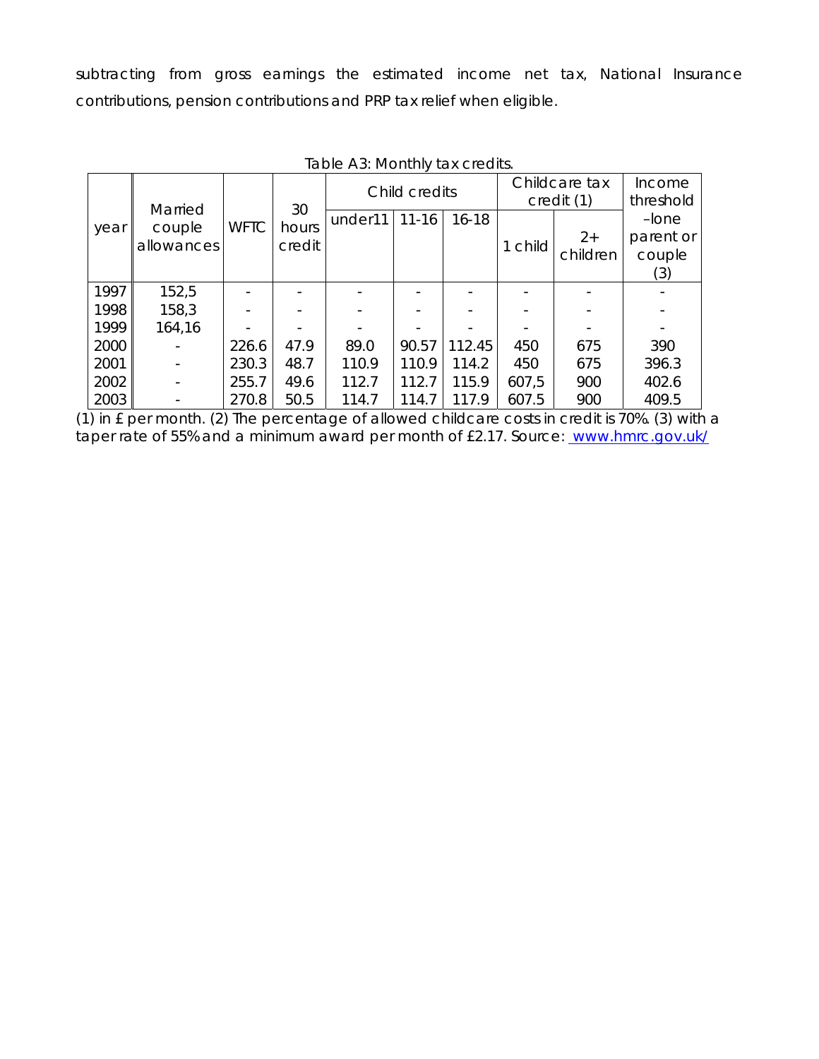subtracting from gross earnings the estimated income net tax, National Insurance contributions, pension contributions and PRP tax relief when eligible.

Table A3: Monthly tax credits.

| year | Married couple allowances | WFTC | 30 hours credit | Child credits | | | Childcare tax credit (1) | | Income threshold –lone parent or couple (3) |
|---|---|---|---|---|---|---|---|---|---|
| | | | | under11 | 11-16 | 16-18 | 1 child | 2+ children | |
| 1997 | 152,5 | - | - | - | - | - | - | - | - |
| 1998 | 158,3 | - | - | - | - | - | - | - | - |
| 1999 | 164,16 | - | - | - | - | - | - | - | - |
| 2000 | - | 226.6 | 47.9 | 89.0 | 90.57 | 112.45 | 450 | 675 | 390 |
| 2001 | - | 230.3 | 48.7 | 110.9 | 110.9 | 114.2 | 450 | 675 | 396.3 |
| 2002 | - | 255.7 | 49.6 | 112.7 | 112.7 | 115.9 | 607,5 | 900 | 402.6 |
| 2003 | - | 270.8 | 50.5 | 114.7 | 114.7 | 117.9 | 607.5 | 900 | 409.5 |

(1) in £ per month. (2) The percentage of allowed childcare costs in credit is 70%. (3) with a taper rate of 55% and a minimum award per month of £2.17. Source: www.hmrc.gov.uk/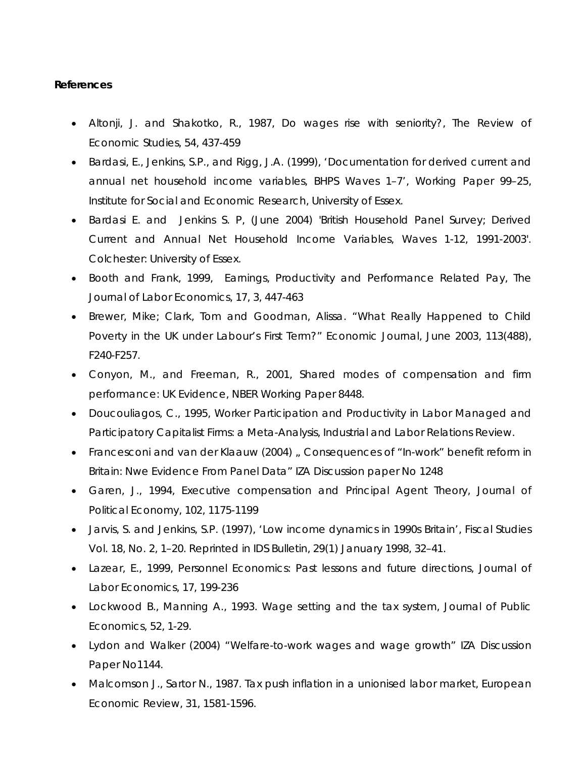**References**

- Altonji, J. and Shakotko, R., 1987, Do wages rise with seniority?, The Review of Economic Studies, 54, 437-459
- Bardasi, E., Jenkins, S.P., and Rigg, J.A. (1999), 'Documentation for derived current and annual net household income variables, BHPS Waves 1–7', Working Paper 99–25, Institute for Social and Economic Research, University of Essex.
- Bardasi E. and Jenkins S. P, (June 2004) 'British Household Panel Survey; Derived Current and Annual Net Household Income Variables, Waves 1-12, 1991-2003'. Colchester: University of Essex.
- Booth and Frank, 1999, Earnings, Productivity and Performance Related Pay, The Journal of Labor Economics, 17, 3, 447-463
- Brewer, Mike; Clark, Tom and Goodman, Alissa. "What Really Happened to Child Poverty in the UK under Labour's First Term?" Economic Journal, June 2003, 113(488), F240-F257.
- Conyon, M., and Freeman, R., 2001, Shared modes of compensation and firm performance: UK Evidence, NBER Working Paper 8448.
- Doucouliagos, C., 1995, Worker Participation and Productivity in Labor Managed and Participatory Capitalist Firms: a Meta-Analysis, Industrial and Labor Relations Review.
- Francesconi and van der Klaauw (2004) „ Consequences of "In-work" benefit reform in Britain: Nwe Evidence From Panel Data" IZA Discussion paper No 1248
- Garen, J., 1994, Executive compensation and Principal Agent Theory, Journal of Political Economy, 102, 1175-1199
- Jarvis, S. and Jenkins, S.P. (1997), 'Low income dynamics in 1990s Britain', Fiscal Studies Vol. 18, No. 2, 1–20. Reprinted in IDS Bulletin, 29(1) January 1998, 32–41.
- Lazear, E., 1999, Personnel Economics: Past lessons and future directions, Journal of Labor Economics, 17, 199-236
- Lockwood B., Manning A., 1993. Wage setting and the tax system, Journal of Public Economics, 52, 1-29.
- Lydon and Walker (2004) "Welfare-to-work wages and wage growth" IZA Discussion Paper No1144.
- Malcomson J., Sartor N., 1987. Tax push inflation in a unionised labor market, European Economic Review, 31, 1581-1596.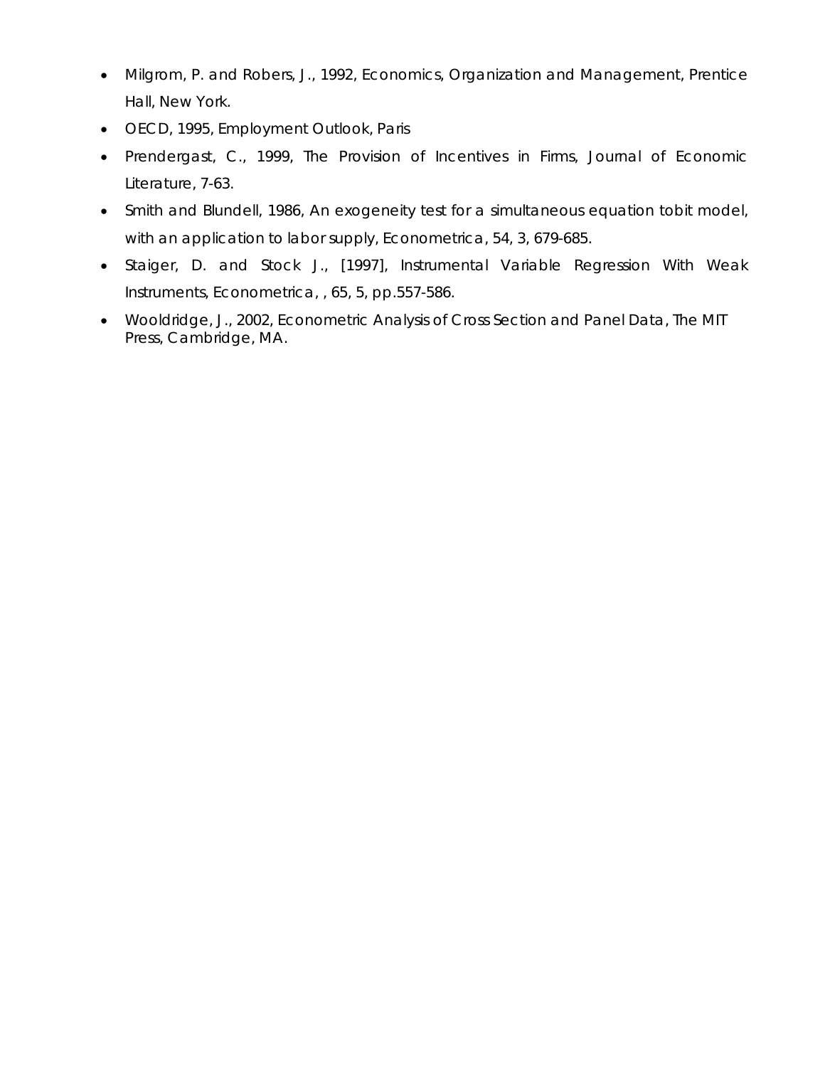- Milgrom, P. and Robers, J., 1992, Economics, Organization and Management, Prentice Hall, New York.
- OECD, 1995, Employment Outlook, Paris
- Prendergast, C., 1999, The Provision of Incentives in Firms, Journal of Economic Literature, 7-63.
- Smith and Blundell, 1986, An exogeneity test for a simultaneous equation tobit model, with an application to labor supply, Econometrica, 54, 3, 679-685.
- Staiger, D. and Stock J., [1997], Instrumental Variable Regression With Weak Instruments, Econometrica, , 65, 5, pp.557-586.
- Wooldridge, J., 2002, Econometric Analysis of Cross Section and Panel Data, The MIT Press, Cambridge, MA.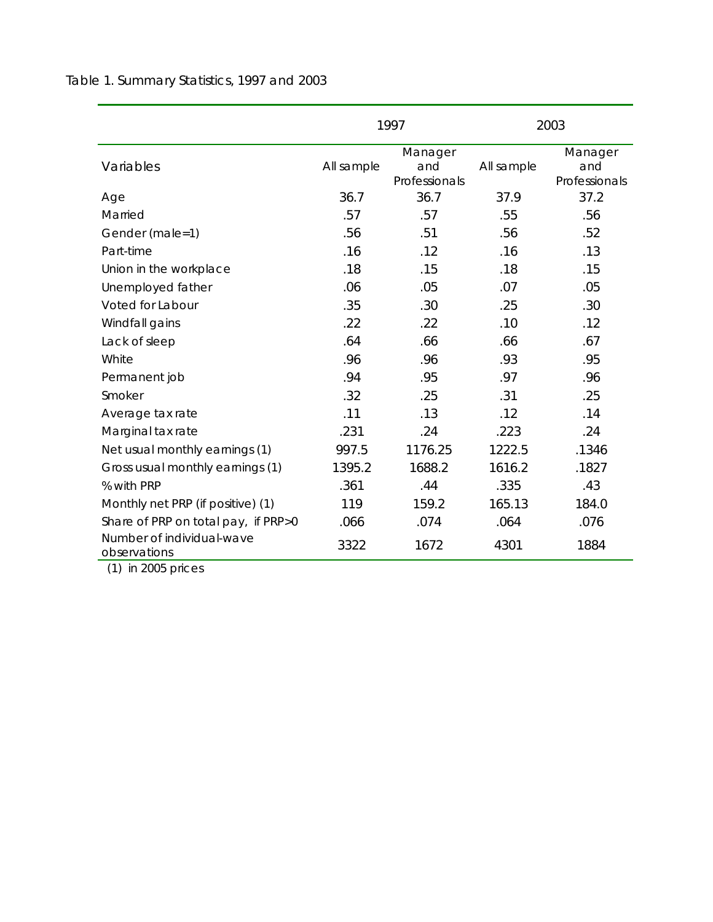Table 1. Summary Statistics, 1997 and 2003

| Variables | 1997 All sample | 1997 Manager and Professionals | 2003 All sample | 2003 Manager and Professionals |
|---|---|---|---|---|
| Age | 36.7 | 36.7 | 37.9 | 37.2 |
| Married | .57 | .57 | .55 | .56 |
| Gender (male=1) | .56 | .51 | .56 | .52 |
| Part-time | .16 | .12 | .16 | .13 |
| Union in the workplace | .18 | .15 | .18 | .15 |
| Unemployed father | .06 | .05 | .07 | .05 |
| Voted for Labour | .35 | .30 | .25 | .30 |
| Windfall gains | .22 | .22 | .10 | .12 |
| Lack of sleep | .64 | .66 | .66 | .67 |
| White | .96 | .96 | .93 | .95 |
| Permanent job | .94 | .95 | .97 | .96 |
| Smoker | .32 | .25 | .31 | .25 |
| Average tax rate | .11 | .13 | .12 | .14 |
| Marginal tax rate | .231 | .24 | .223 | .24 |
| Net usual monthly earnings (1) | 997.5 | 1176.25 | 1222.5 | .1346 |
| Gross usual monthly earnings (1) | 1395.2 | 1688.2 | 1616.2 | .1827 |
| % with PRP | .361 | .44 | .335 | .43 |
| Monthly net PRP (if positive) (1) | 119 | 159.2 | 165.13 | 184.0 |
| Share of PRP on total pay, if PRP>0 | .066 | .074 | .064 | .076 |
| Number of individual-wave observations | 3322 | 1672 | 4301 | 1884 |

(1) in 2005 prices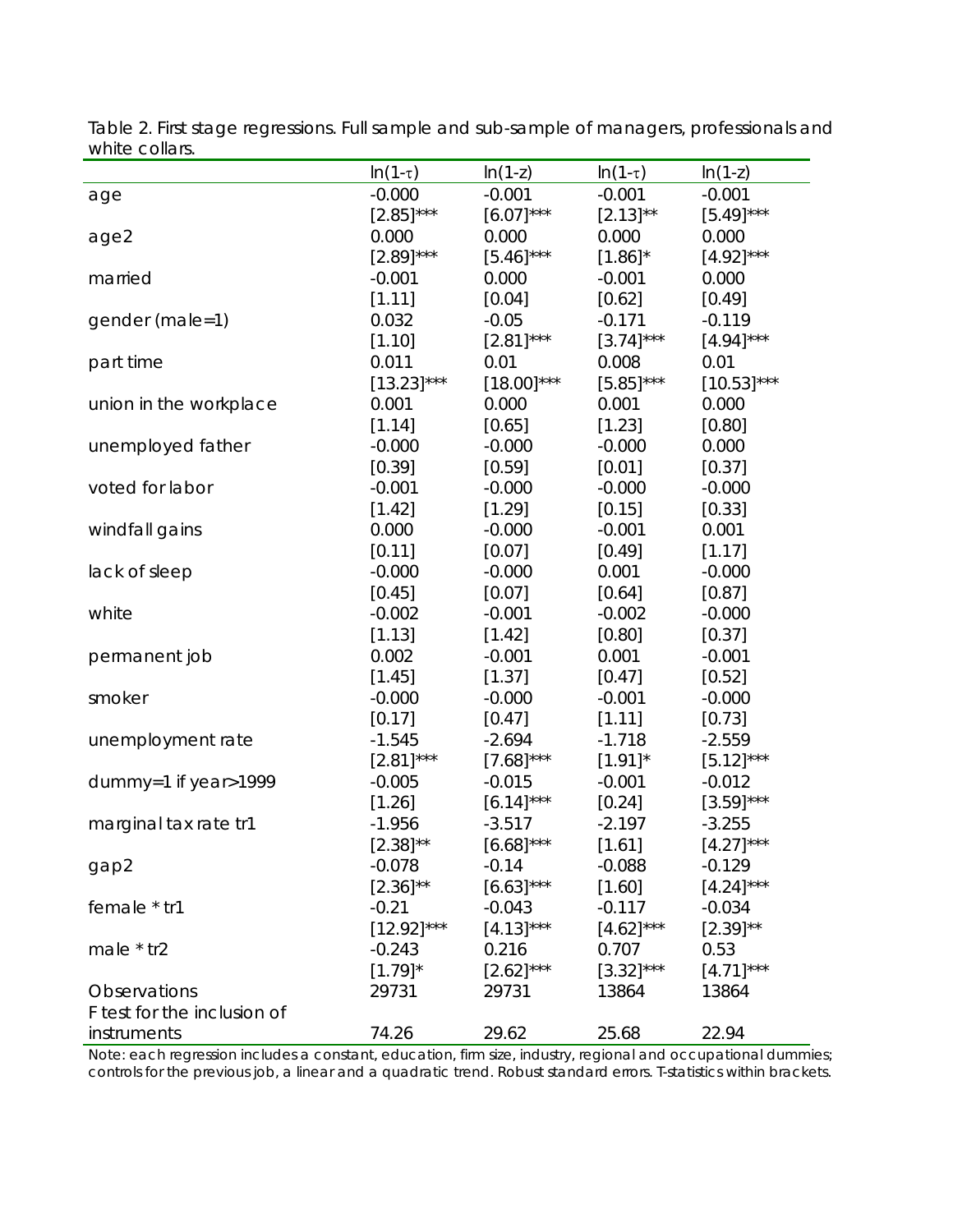Table 2. First stage regressions. Full sample and sub-sample of managers, professionals and white collars.

| | $\ln(1-\tau)$ | $\ln(1-z)$ | $\ln(1-\tau)$ | $\ln(1-z)$ |
|---|---|---|---|---|
| age | -0.000 | -0.001 | -0.001 | -0.001 |
| | [2.85]*** | [6.07]*** | [2.13]** | [5.49]*** |
| age2 | 0.000 | 0.000 | 0.000 | 0.000 |
| | [2.89]*** | [5.46]*** | [1.86]* | [4.92]*** |
| married | -0.001 | 0.000 | -0.001 | 0.000 |
| | [1.11] | [0.04] | [0.62] | [0.49] |
| gender (male=1) | 0.032 | -0.05 | -0.171 | -0.119 |
| | [1.10] | [2.81]*** | [3.74]*** | [4.94]*** |
| part time | 0.011 | 0.01 | 0.008 | 0.01 |
| | [13.23]*** | [18.00]*** | [5.85]*** | [10.53]*** |
| union in the workplace | 0.001 | 0.000 | 0.001 | 0.000 |
| | [1.14] | [0.65] | [1.23] | [0.80] |
| unemployed father | -0.000 | -0.000 | -0.000 | 0.000 |
| | [0.39] | [0.59] | [0.01] | [0.37] |
| voted for labor | -0.001 | -0.000 | -0.000 | -0.000 |
| | [1.42] | [1.29] | [0.15] | [0.33] |
| windfall gains | 0.000 | -0.000 | -0.001 | 0.001 |
| | [0.11] | [0.07] | [0.49] | [1.17] |
| lack of sleep | -0.000 | -0.000 | 0.001 | -0.000 |
| | [0.45] | [0.07] | [0.64] | [0.87] |
| white | -0.002 | -0.001 | -0.002 | -0.000 |
| | [1.13] | [1.42] | [0.80] | [0.37] |
| permanent job | 0.002 | -0.001 | 0.001 | -0.001 |
| | [1.45] | [1.37] | [0.47] | [0.52] |
| smoker | -0.000 | -0.000 | -0.001 | -0.000 |
| | [0.17] | [0.47] | [1.11] | [0.73] |
| unemployment rate | -1.545 | -2.694 | -1.718 | -2.559 |
| | [2.81]*** | [7.68]*** | [1.91]* | [5.12]*** |
| dummy=1 if year>1999 | -0.005 | -0.015 | -0.001 | -0.012 |
| | [1.26] | [6.14]*** | [0.24] | [3.59]*** |
| marginal tax rate tr1 | -1.956 | -3.517 | -2.197 | -3.255 |
| | [2.38]** | [6.68]*** | [1.61] | [4.27]*** |
| gap2 | -0.078 | -0.14 | -0.088 | -0.129 |
| | [2.36]** | [6.63]*** | [1.60] | [4.24]*** |
| female * tr1 | -0.21 | -0.043 | -0.117 | -0.034 |
| | [12.92]*** | [4.13]*** | [4.62]*** | [2.39]** |
| male * tr2 | -0.243 | 0.216 | 0.707 | 0.53 |
| | [1.79]* | [2.62]*** | [3.32]*** | [4.71]*** |
| Observations | 29731 | 29731 | 13864 | 13864 |
| F test for the inclusion of instruments | 74.26 | 29.62 | 25.68 | 22.94 |

Note: each regression includes a constant, education, firm size, industry, regional and occupational dummies; controls for the previous job, a linear and a quadratic trend. Robust standard errors. T-statistics within brackets.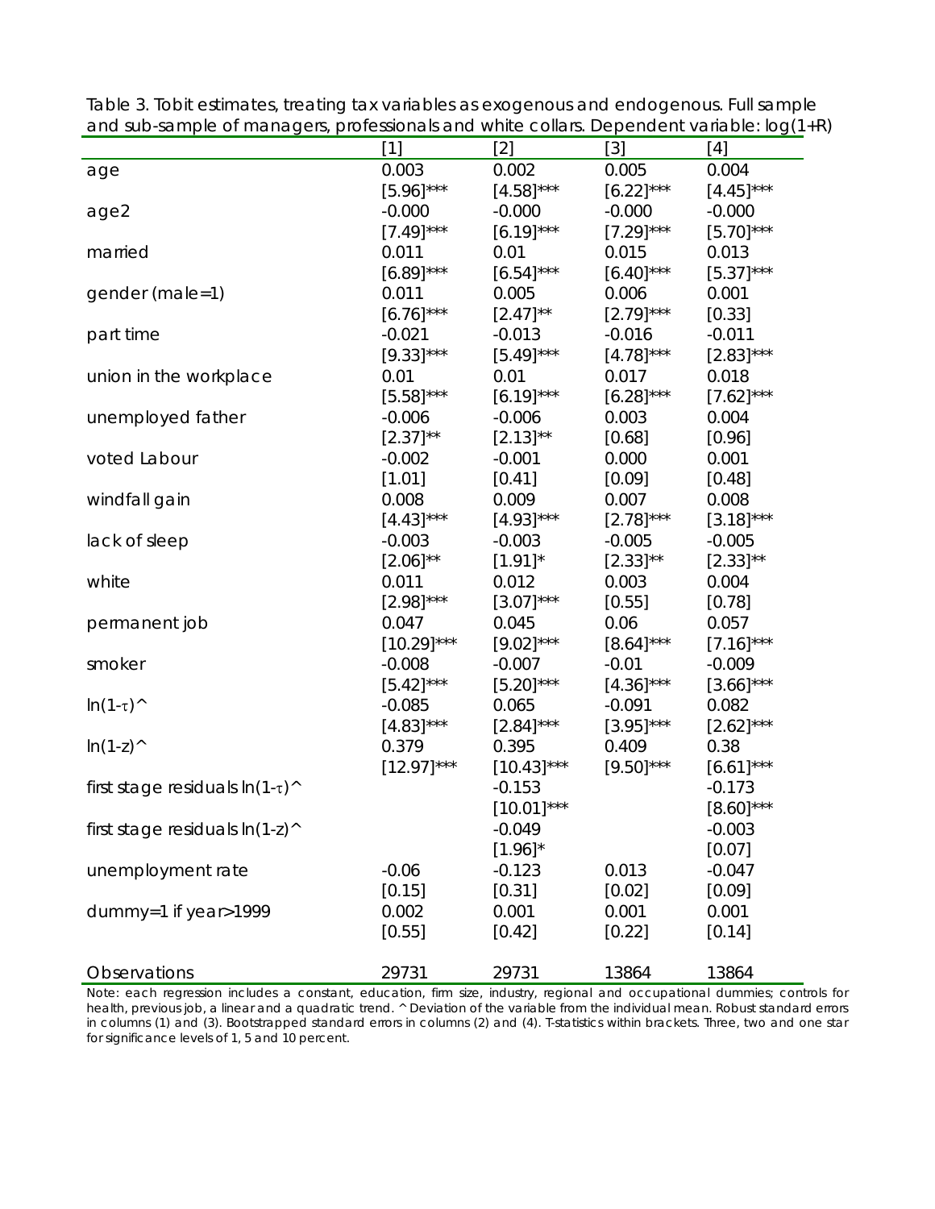Table 3. Tobit estimates, treating tax variables as exogenous and endogenous. Full sample and sub-sample of managers, professionals and white collars. Dependent variable: log(1+R)

| | [1] | [2] | [3] | [4] |
|---|---|---|---|---|
| age | 0.003 | 0.002 | 0.005 | 0.004 |
| | [5.96]*** | [4.58]*** | [6.22]*** | [4.45]*** |
| age2 | -0.000 | -0.000 | -0.000 | -0.000 |
| | [7.49]*** | [6.19]*** | [7.29]*** | [5.70]*** |
| married | 0.011 | 0.01 | 0.015 | 0.013 |
| | [6.89]*** | [6.54]*** | [6.40]*** | [5.37]*** |
| gender (male=1) | 0.011 | 0.005 | 0.006 | 0.001 |
| | [6.76]*** | [2.47]** | [2.79]*** | [0.33] |
| part time | -0.021 | -0.013 | -0.016 | -0.011 |
| | [9.33]*** | [5.49]*** | [4.78]*** | [2.83]*** |
| union in the workplace | 0.01 | 0.01 | 0.017 | 0.018 |
| | [5.58]*** | [6.19]*** | [6.28]*** | [7.62]*** |
| unemployed father | -0.006 | -0.006 | 0.003 | 0.004 |
| | [2.37]** | [2.13]** | [0.68] | [0.96] |
| voted Labour | -0.002 | -0.001 | 0.000 | 0.001 |
| | [1.01] | [0.41] | [0.09] | [0.48] |
| windfall gain | 0.008 | 0.009 | 0.007 | 0.008 |
| | [4.43]*** | [4.93]*** | [2.78]*** | [3.18]*** |
| lack of sleep | -0.003 | -0.003 | -0.005 | -0.005 |
| | [2.06]** | [1.91]* | [2.33]** | [2.33]** |
| white | 0.011 | 0.012 | 0.003 | 0.004 |
| | [2.98]*** | [3.07]*** | [0.55] | [0.78] |
| permanent job | 0.047 | 0.045 | 0.06 | 0.057 |
| | [10.29]*** | [9.02]*** | [8.64]*** | [7.16]*** |
| smoker | -0.008 | -0.007 | -0.01 | -0.009 |
| | [5.42]*** | [5.20]*** | [4.36]*** | [3.66]*** |
| $\ln(1-\tau)$^ | -0.085 | 0.065 | -0.091 | 0.082 |
| | [4.83]*** | [2.84]*** | [3.95]*** | [2.62]*** |
| $\ln(1-z)$^ | 0.379 | 0.395 | 0.409 | 0.38 |
| | [12.97]*** | [10.43]*** | [9.50]*** | [6.61]*** |
| first stage residuals $\ln(1-\tau)$^ | | -0.153 | | -0.173 |
| | | [10.01]*** | | [8.60]*** |
| first stage residuals $\ln(1-z)$^ | | -0.049 | | -0.003 |
| | | [1.96]* | | [0.07] |
| unemployment rate | -0.06 | -0.123 | 0.013 | -0.047 |
| | [0.15] | [0.31] | [0.02] | [0.09] |
| dummy=1 if year>1999 | 0.002 | 0.001 | 0.001 | 0.001 |
| | [0.55] | [0.42] | [0.22] | [0.14] |
| Observations | 29731 | 29731 | 13864 | 13864 |

Note: each regression includes a constant, education, firm size, industry, regional and occupational dummies; controls for health, previous job, a linear and a quadratic trend. ^ Deviation of the variable from the individual mean. Robust standard errors in columns (1) and (3). Bootstrapped standard errors in columns (2) and (4). T-statistics within brackets. Three, two and one star for significance levels of 1, 5 and 10 percent.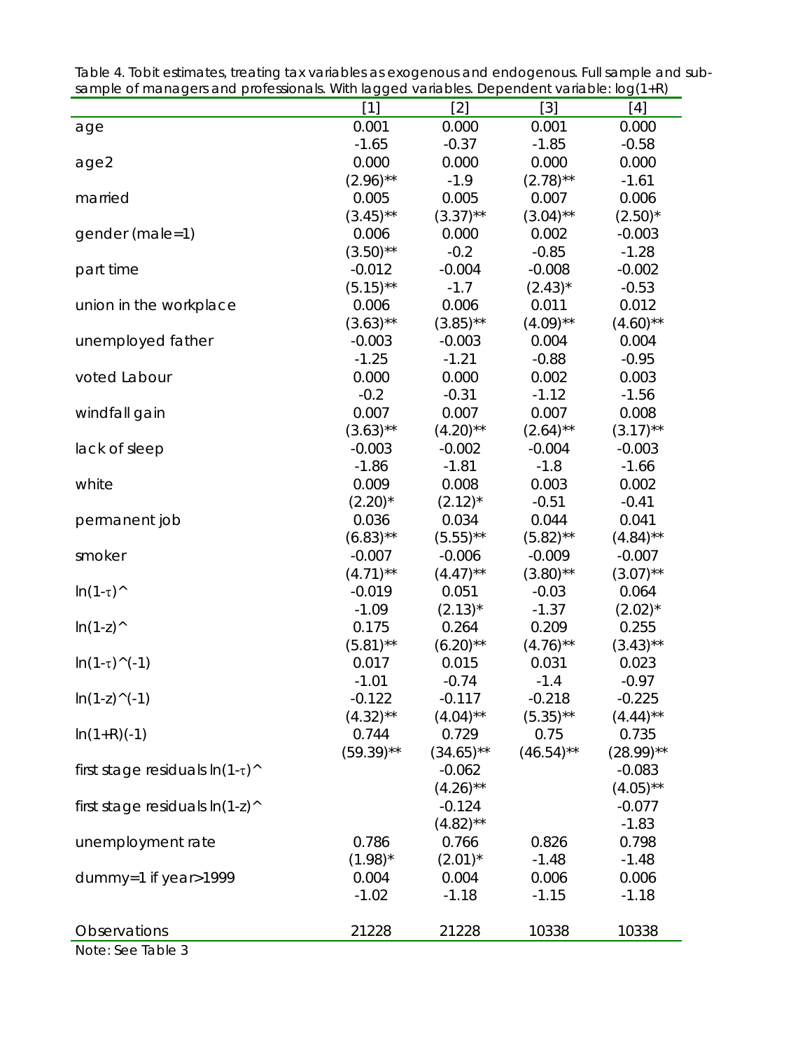Table 4. Tobit estimates, treating tax variables as exogenous and endogenous. Full sample and sub-sample of managers and professionals. With lagged variables. Dependent variable: log(1+R)

| | [1] | [2] | [3] | [4] |
|---|---|---|---|---|
| age | 0.001 | 0.000 | 0.001 | 0.000 |
| | -1.65 | -0.37 | -1.85 | -0.58 |
| age2 | 0.000 | 0.000 | 0.000 | 0.000 |
| | (2.96)** | -1.9 | (2.78)** | -1.61 |
| married | 0.005 | 0.005 | 0.007 | 0.006 |
| | (3.45)** | (3.37)** | (3.04)** | (2.50)* |
| gender (male=1) | 0.006 | 0.000 | 0.002 | -0.003 |
| | (3.50)** | -0.2 | -0.85 | -1.28 |
| part time | -0.012 | -0.004 | -0.008 | -0.002 |
| | (5.15)** | -1.7 | (2.43)* | -0.53 |
| union in the workplace | 0.006 | 0.006 | 0.011 | 0.012 |
| | (3.63)** | (3.85)** | (4.09)** | (4.60)** |
| unemployed father | -0.003 | -0.003 | 0.004 | 0.004 |
| | -1.25 | -1.21 | -0.88 | -0.95 |
| voted Labour | 0.000 | 0.000 | 0.002 | 0.003 |
| | -0.2 | -0.31 | -1.12 | -1.56 |
| windfall gain | 0.007 | 0.007 | 0.007 | 0.008 |
| | (3.63)** | (4.20)** | (2.64)** | (3.17)** |
| lack of sleep | -0.003 | -0.002 | -0.004 | -0.003 |
| | -1.86 | -1.81 | -1.8 | -1.66 |
| white | 0.009 | 0.008 | 0.003 | 0.002 |
| | (2.20)* | (2.12)* | -0.51 | -0.41 |
| permanent job | 0.036 | 0.034 | 0.044 | 0.041 |
| | (6.83)** | (5.55)** | (5.82)** | (4.84)** |
| smoker | -0.007 | -0.006 | -0.009 | -0.007 |
| | (4.71)** | (4.47)** | (3.80)** | (3.07)** |
| $\ln(1-\tau)$^ | -0.019 | 0.051 | -0.03 | 0.064 |
| | -1.09 | (2.13)* | -1.37 | (2.02)* |
| $\ln(1-z)$^ | 0.175 | 0.264 | 0.209 | 0.255 |
| | (5.81)** | (6.20)** | (4.76)** | (3.43)** |
| $\ln(1-\tau)$^(-1) | 0.017 | 0.015 | 0.031 | 0.023 |
| | -1.01 | -0.74 | -1.4 | -0.97 |
| $\ln(1-z)$^(-1) | -0.122 | -0.117 | -0.218 | -0.225 |
| | (4.32)** | (4.04)** | (5.35)** | (4.44)** |
| $\ln(1+R)(-1)$ | 0.744 | 0.729 | 0.75 | 0.735 |
| | (59.39)** | (34.65)** | (46.54)** | (28.99)** |
| first stage residuals $\ln(1-\tau)$^ | | -0.062 | | -0.083 |
| | | (4.26)** | | (4.05)** |
| first stage residuals $\ln(1-z)$^ | | -0.124 | | -0.077 |
| | | (4.82)** | | -1.83 |
| unemployment rate | 0.786 | 0.766 | 0.826 | 0.798 |
| | (1.98)* | (2.01)* | -1.48 | -1.48 |
| dummy=1 if year>1999 | 0.004 | 0.004 | 0.006 | 0.006 |
| | -1.02 | -1.18 | -1.15 | -1.18 |
| Observations | 21228 | 21228 | 10338 | 10338 |

Note: See Table 3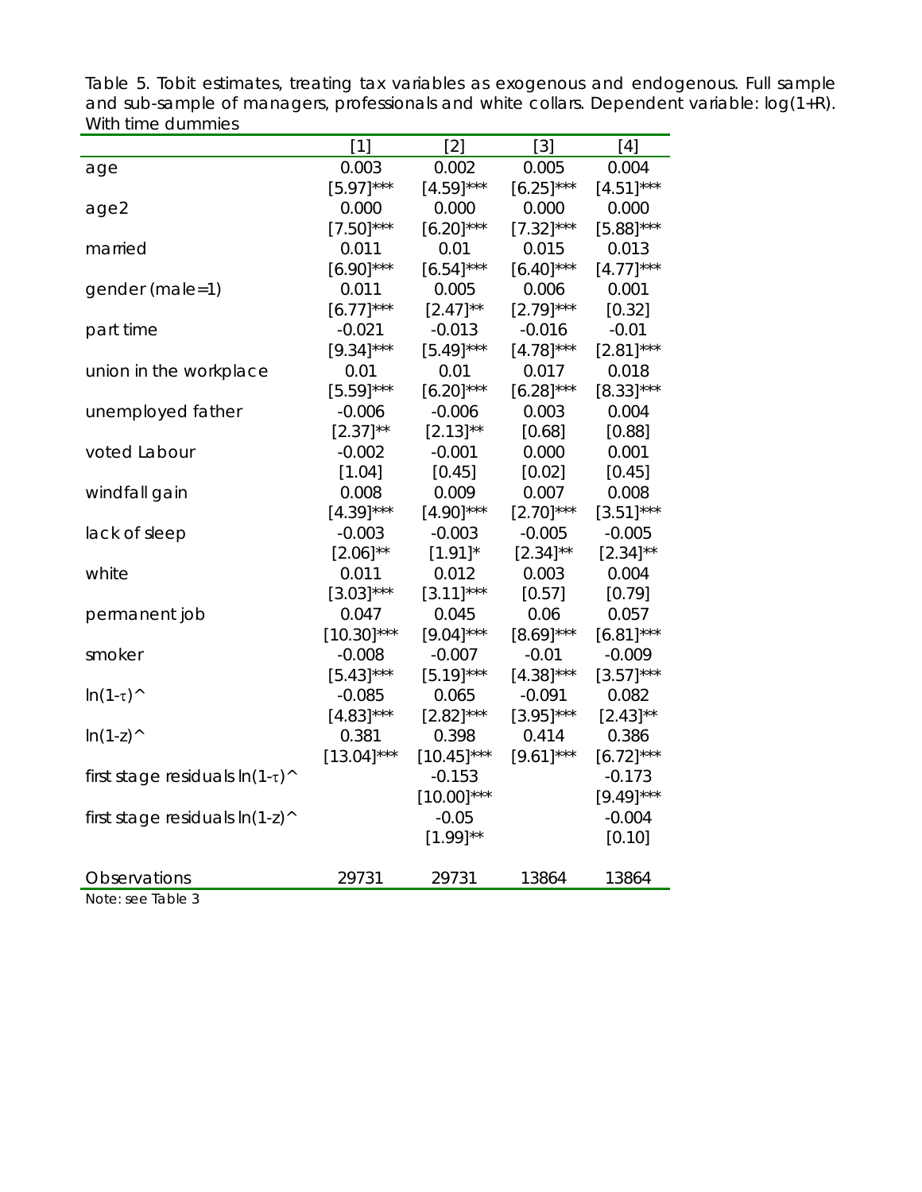Table 5. Tobit estimates, treating tax variables as exogenous and endogenous. Full sample and sub-sample of managers, professionals and white collars. Dependent variable: log(1+R). With time dummies

| | [1] | [2] | [3] | [4] |
|---|---|---|---|---|
| age | 0.003 | 0.002 | 0.005 | 0.004 |
| | [5.97]*** | [4.59]*** | [6.25]*** | [4.51]*** |
| age2 | 0.000 | 0.000 | 0.000 | 0.000 |
| | [7.50]*** | [6.20]*** | [7.32]*** | [5.88]*** |
| married | 0.011 | 0.01 | 0.015 | 0.013 |
| | [6.90]*** | [6.54]*** | [6.40]*** | [4.77]*** |
| gender (male=1) | 0.011 | 0.005 | 0.006 | 0.001 |
| | [6.77]*** | [2.47]** | [2.79]*** | [0.32] |
| part time | -0.021 | -0.013 | -0.016 | -0.01 |
| | [9.34]*** | [5.49]*** | [4.78]*** | [2.81]*** |
| union in the workplace | 0.01 | 0.01 | 0.017 | 0.018 |
| | [5.59]*** | [6.20]*** | [6.28]*** | [8.33]*** |
| unemployed father | -0.006 | -0.006 | 0.003 | 0.004 |
| | [2.37]** | [2.13]** | [0.68] | [0.88] |
| voted Labour | -0.002 | -0.001 | 0.000 | 0.001 |
| | [1.04] | [0.45] | [0.02] | [0.45] |
| windfall gain | 0.008 | 0.009 | 0.007 | 0.008 |
| | [4.39]*** | [4.90]*** | [2.70]*** | [3.51]*** |
| lack of sleep | -0.003 | -0.003 | -0.005 | -0.005 |
| | [2.06]** | [1.91]* | [2.34]** | [2.34]** |
| white | 0.011 | 0.012 | 0.003 | 0.004 |
| | [3.03]*** | [3.11]*** | [0.57] | [0.79] |
| permanent job | 0.047 | 0.045 | 0.06 | 0.057 |
| | [10.30]*** | [9.04]*** | [8.69]*** | [6.81]*** |
| smoker | -0.008 | -0.007 | -0.01 | -0.009 |
| | [5.43]*** | [5.19]*** | [4.38]*** | [3.57]*** |
| $\ln(1-\tau)$^ | -0.085 | 0.065 | -0.091 | 0.082 |
| | [4.83]*** | [2.82]*** | [3.95]*** | [2.43]** |
| $\ln(1-z)$^ | 0.381 | 0.398 | 0.414 | 0.386 |
| | [13.04]*** | [10.45]*** | [9.61]*** | [6.72]*** |
| first stage residuals $\ln(1-\tau)$^ | | -0.153 | | -0.173 |
| | | [10.00]*** | | [9.49]*** |
| first stage residuals $\ln(1-z)$^ | | -0.05 | | -0.004 |
| | | [1.99]** | | [0.10] |
| Observations | 29731 | 29731 | 13864 | 13864 |

Note: see Table 3